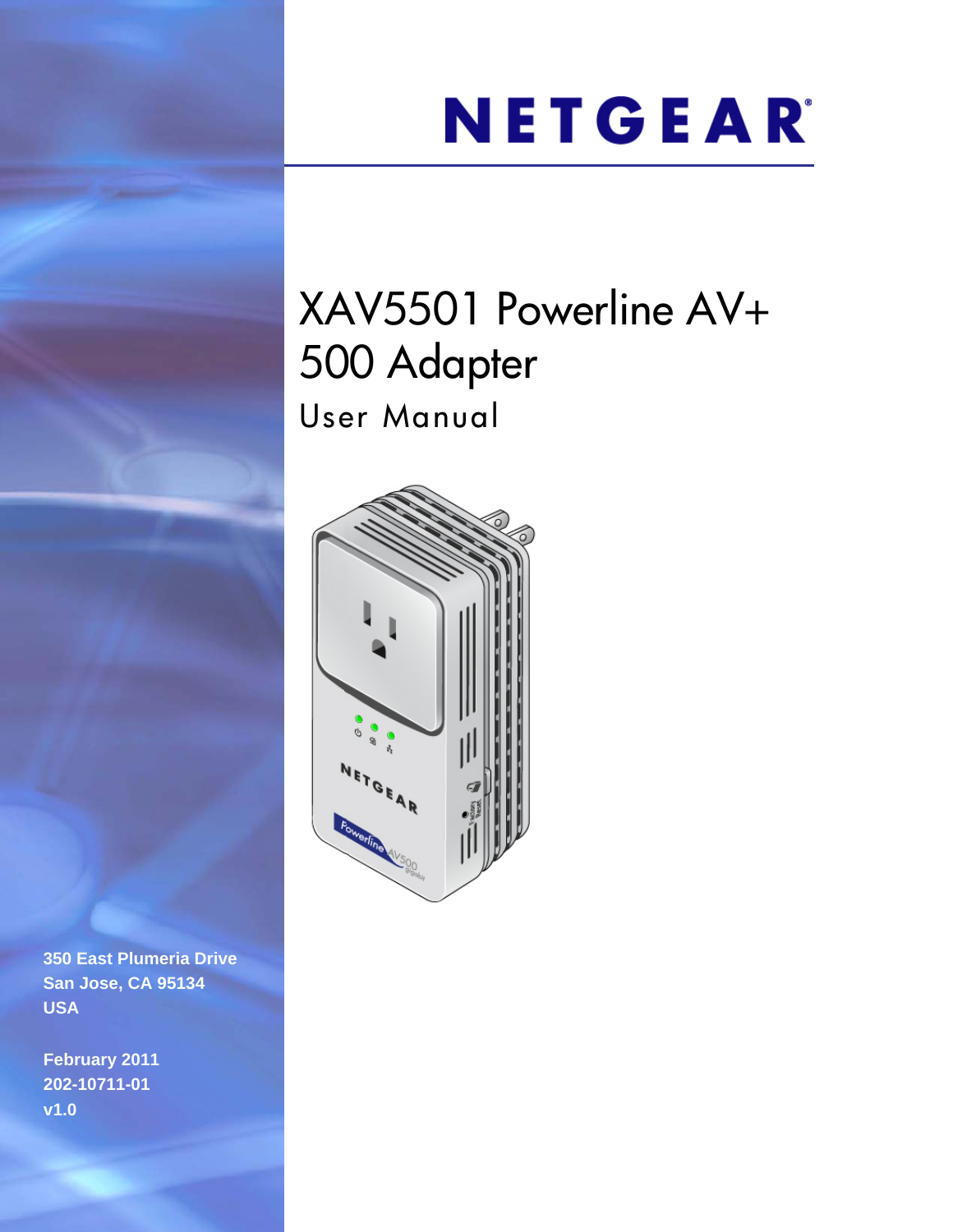NETGEAR

# XAV5501 Powerline AV+ 500 Adapter

## User Manual

350 East Plumeria Drive
San Jose, CA 95134
USA

February 2011
202-10711-01
v1.0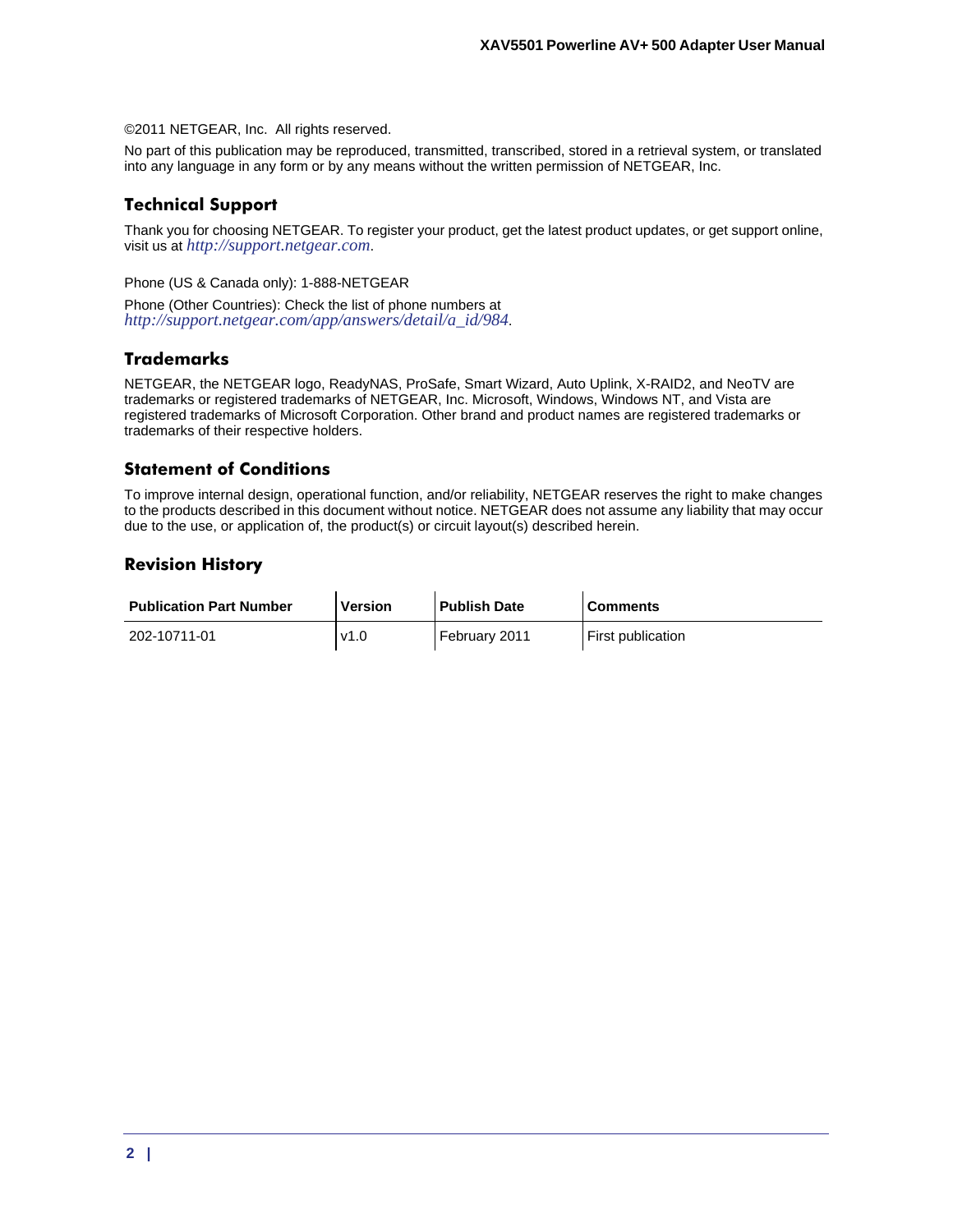©2011 NETGEAR, Inc. All rights reserved.

No part of this publication may be reproduced, transmitted, transcribed, stored in a retrieval system, or translated into any language in any form or by any means without the written permission of NETGEAR, Inc.

## Technical Support

Thank you for choosing NETGEAR. To register your product, get the latest product updates, or get support online, visit us at *http://support.netgear.com*.

Phone (US & Canada only): 1-888-NETGEAR

Phone (Other Countries): Check the list of phone numbers at *http://support.netgear.com/app/answers/detail/a_id/984*.

## Trademarks

NETGEAR, the NETGEAR logo, ReadyNAS, ProSafe, Smart Wizard, Auto Uplink, X-RAID2, and NeoTV are trademarks or registered trademarks of NETGEAR, Inc. Microsoft, Windows, Windows NT, and Vista are registered trademarks of Microsoft Corporation. Other brand and product names are registered trademarks or trademarks of their respective holders.

## Statement of Conditions

To improve internal design, operational function, and/or reliability, NETGEAR reserves the right to make changes to the products described in this document without notice. NETGEAR does not assume any liability that may occur due to the use, or application of, the product(s) or circuit layout(s) described herein.

## Revision History

| Publication Part Number | Version | Publish Date | Comments |
|---|---|---|---|
| 202-10711-01 | v1.0 | February 2011 | First publication |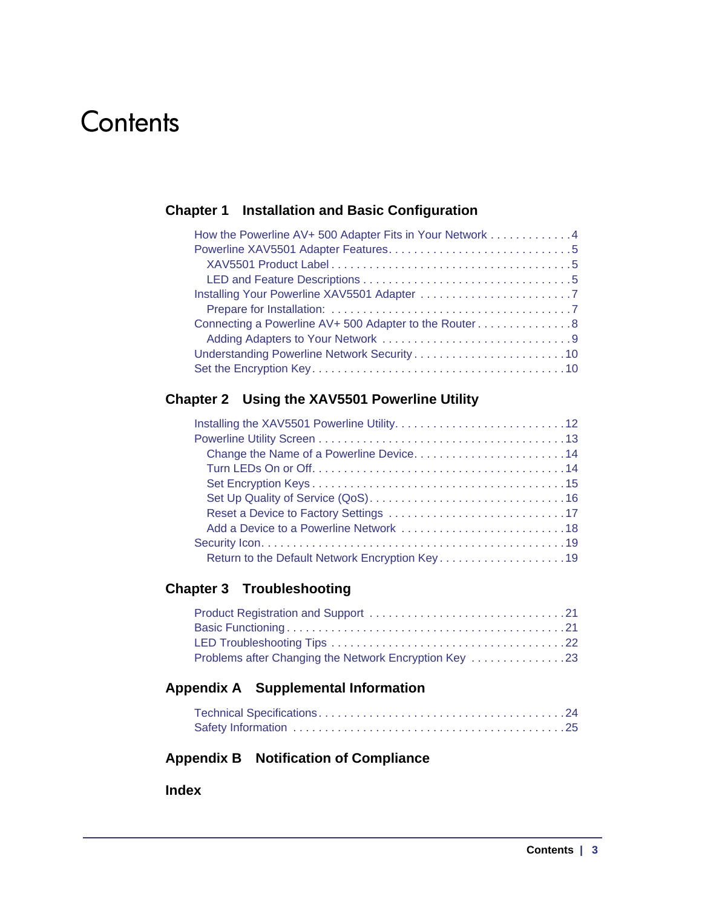# Contents

## Chapter 1 Installation and Basic Configuration

- How the Powerline AV+ 500 Adapter Fits in Your Network . . . . . . . . . . . . . 4
- Powerline XAV5501 Adapter Features. . . . . . . . . . . . . . . . . . . . . . . . . . . . . 5
  - XAV5501 Product Label . . . . . . . . . . . . . . . . . . . . . . . . . . . . . . . . . . . . . 5
  - LED and Feature Descriptions . . . . . . . . . . . . . . . . . . . . . . . . . . . . . . . . 5
- Installing Your Powerline XAV5501 Adapter . . . . . . . . . . . . . . . . . . . . . . . . 7
  - Prepare for Installation: . . . . . . . . . . . . . . . . . . . . . . . . . . . . . . . . . . . . . 7
- Connecting a Powerline AV+ 500 Adapter to the Router . . . . . . . . . . . . . . . 8
  - Adding Adapters to Your Network . . . . . . . . . . . . . . . . . . . . . . . . . . . . . . 9
- Understanding Powerline Network Security . . . . . . . . . . . . . . . . . . . . . . . . 10
- Set the Encryption Key. . . . . . . . . . . . . . . . . . . . . . . . . . . . . . . . . . . . . . . 10

## Chapter 2 Using the XAV5501 Powerline Utility

- Installing the XAV5501 Powerline Utility. . . . . . . . . . . . . . . . . . . . . . . . . . . 12
- Powerline Utility Screen . . . . . . . . . . . . . . . . . . . . . . . . . . . . . . . . . . . . . . 13
  - Change the Name of a Powerline Device. . . . . . . . . . . . . . . . . . . . . . . . 14
  - Turn LEDs On or Off. . . . . . . . . . . . . . . . . . . . . . . . . . . . . . . . . . . . . . . . 14
  - Set Encryption Keys . . . . . . . . . . . . . . . . . . . . . . . . . . . . . . . . . . . . . . . 15
  - Set Up Quality of Service (QoS). . . . . . . . . . . . . . . . . . . . . . . . . . . . . . . 16
  - Reset a Device to Factory Settings . . . . . . . . . . . . . . . . . . . . . . . . . . . . 17
  - Add a Device to a Powerline Network . . . . . . . . . . . . . . . . . . . . . . . . . . 18
- Security Icon. . . . . . . . . . . . . . . . . . . . . . . . . . . . . . . . . . . . . . . . . . . . . . 19
  - Return to the Default Network Encryption Key. . . . . . . . . . . . . . . . . . . . 19

## Chapter 3 Troubleshooting

- Product Registration and Support . . . . . . . . . . . . . . . . . . . . . . . . . . . . . . 21
- Basic Functioning . . . . . . . . . . . . . . . . . . . . . . . . . . . . . . . . . . . . . . . . . . 21
- LED Troubleshooting Tips . . . . . . . . . . . . . . . . . . . . . . . . . . . . . . . . . . . . 22
- Problems after Changing the Network Encryption Key . . . . . . . . . . . . . . . 23

## Appendix A Supplemental Information

- Technical Specifications. . . . . . . . . . . . . . . . . . . . . . . . . . . . . . . . . . . . . . 24
- Safety Information . . . . . . . . . . . . . . . . . . . . . . . . . . . . . . . . . . . . . . . . . 25

## Appendix B Notification of Compliance

## Index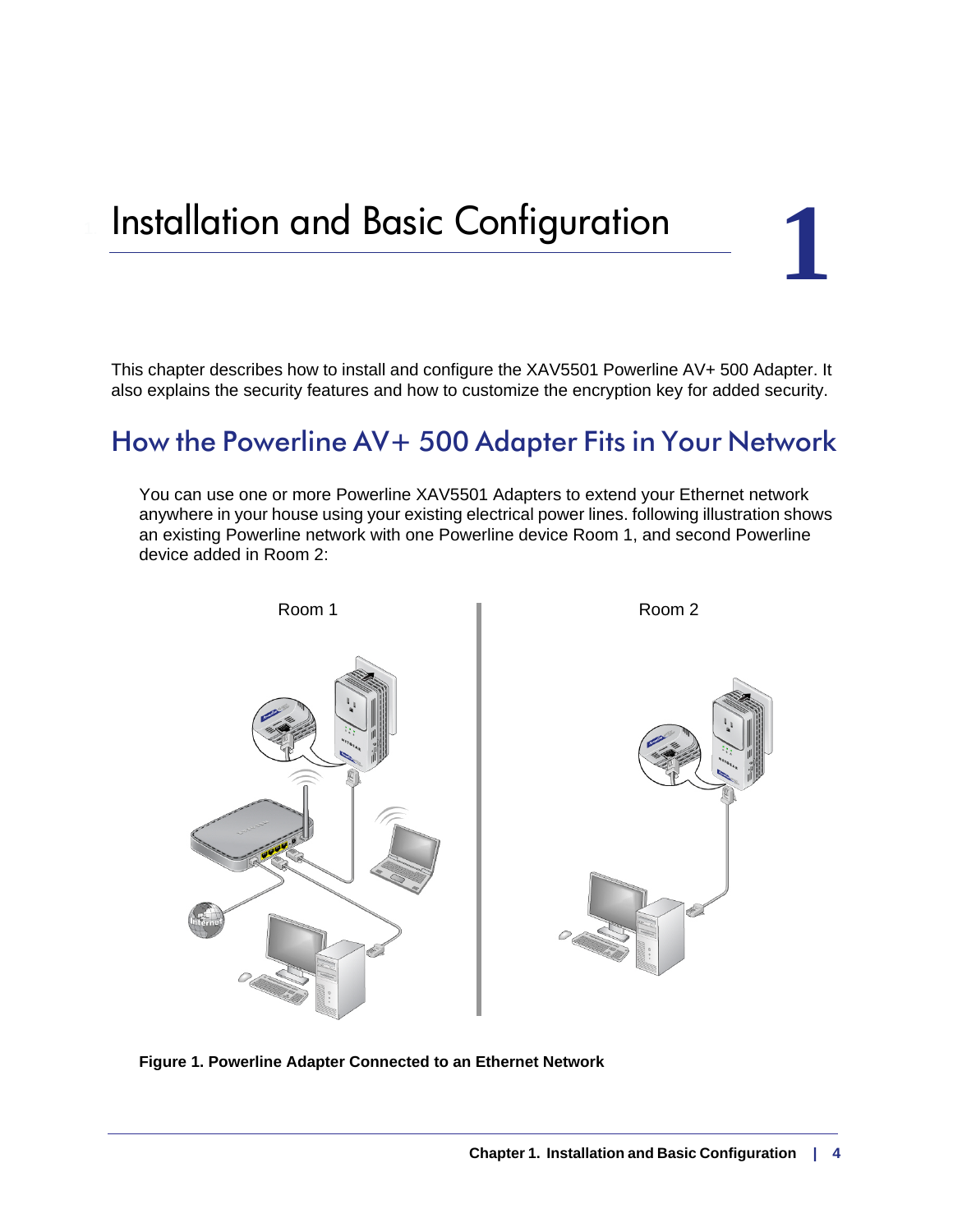# Installation and Basic Configuration

# 1

This chapter describes how to install and configure the XAV5501 Powerline AV+ 500 Adapter. It also explains the security features and how to customize the encryption key for added security.

## How the Powerline AV+ 500 Adapter Fits in Your Network

You can use one or more Powerline XAV5501 Adapters to extend your Ethernet network anywhere in your house using your existing electrical power lines. following illustration shows an existing Powerline network with one Powerline device Room 1, and second Powerline device added in Room 2:

**Figure 1. Powerline Adapter Connected to an Ethernet Network**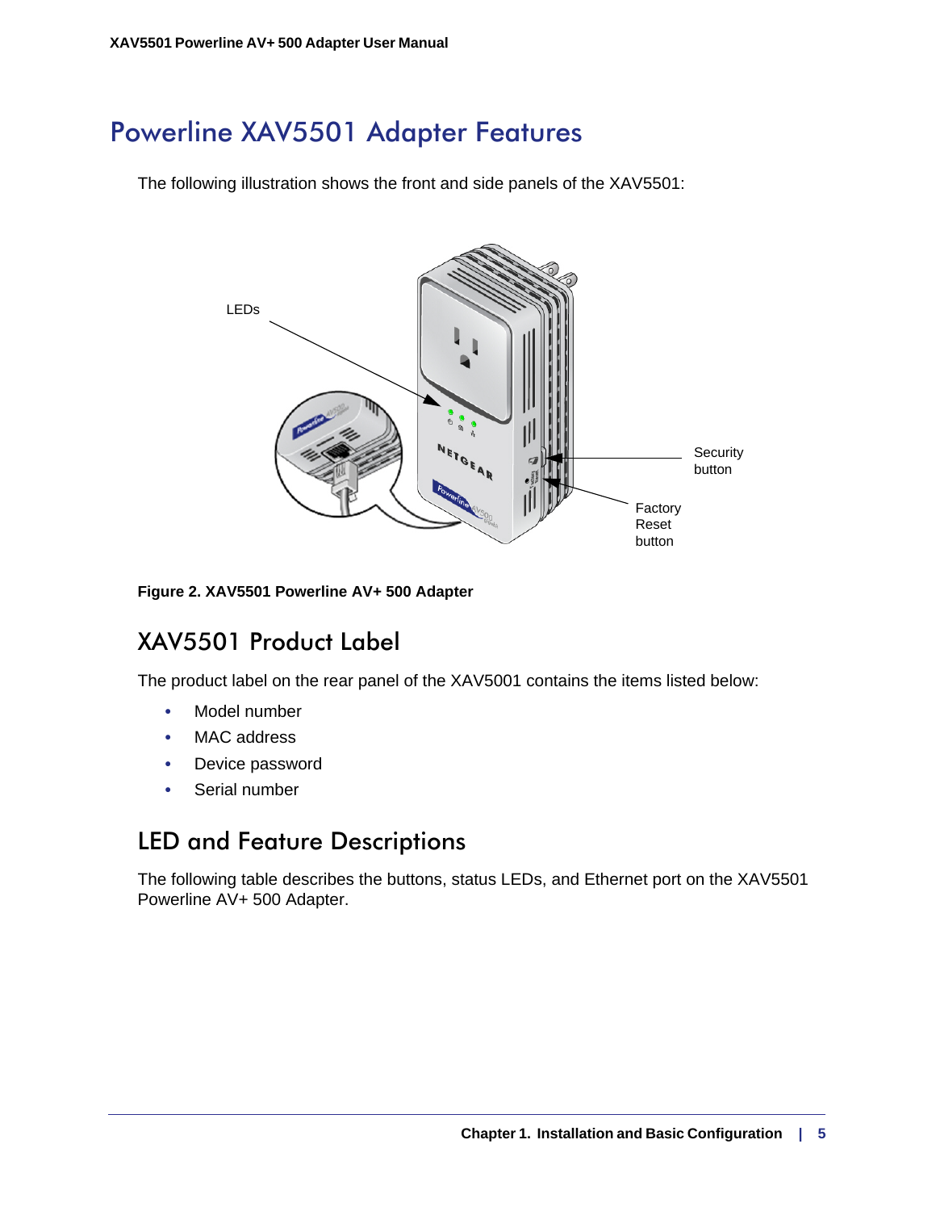# Powerline XAV5501 Adapter Features

The following illustration shows the front and side panels of the XAV5501:

LEDs

Security button

Factory Reset button

**Figure 2. XAV5501 Powerline AV+ 500 Adapter**

## XAV5501 Product Label

The product label on the rear panel of the XAV5001 contains the items listed below:

- Model number
- MAC address
- Device password
- Serial number

## LED and Feature Descriptions

The following table describes the buttons, status LEDs, and Ethernet port on the XAV5501 Powerline AV+ 500 Adapter.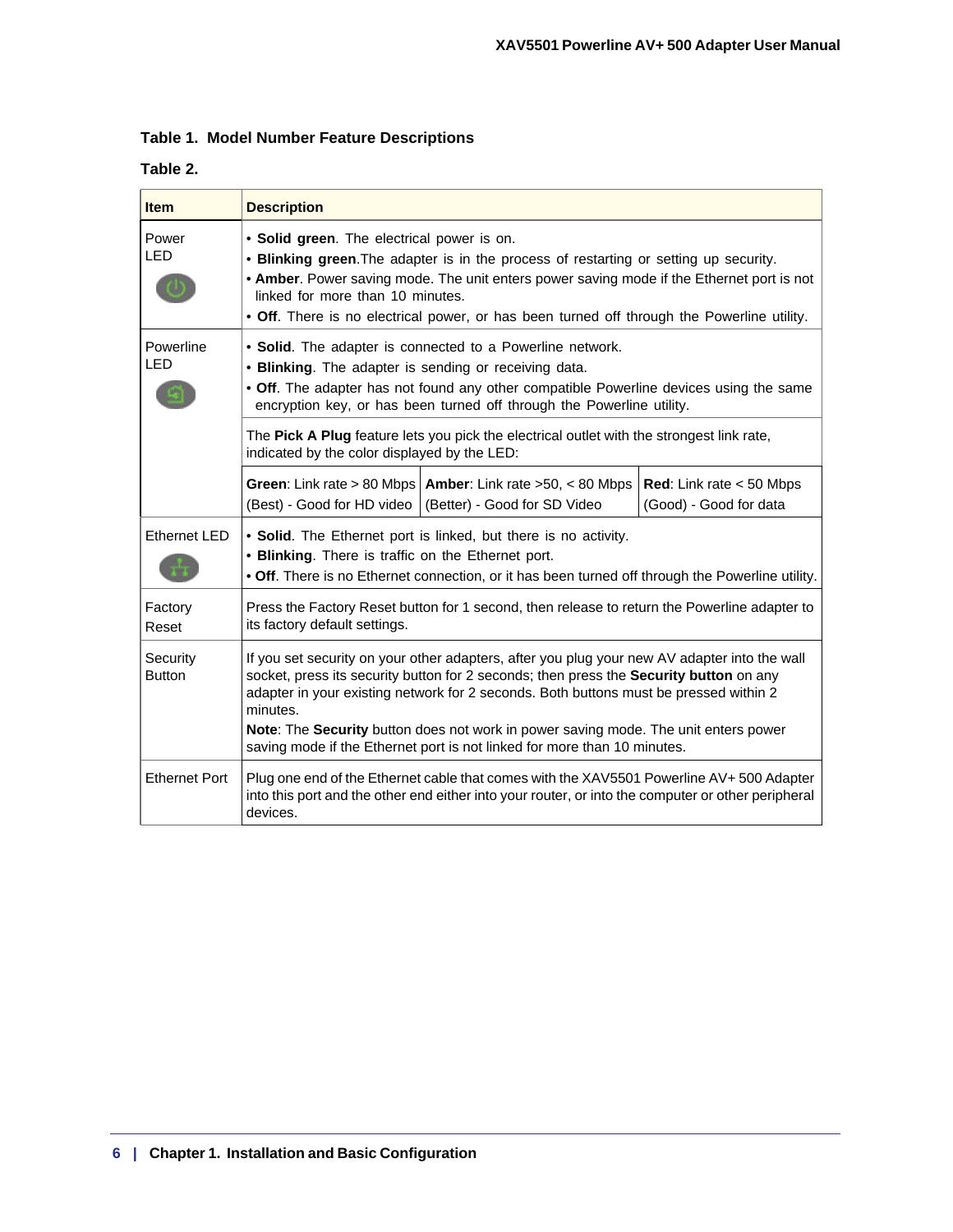**Table 1. Model Number Feature Descriptions**

**Table 2.**

| **Item** | **Description** | | |
|---|---|---|---|
| Power LED | • **Solid green**. The electrical power is on.<br>• **Blinking green**.The adapter is in the process of restarting or setting up security.<br>• **Amber**. Power saving mode. The unit enters power saving mode if the Ethernet port is not linked for more than 10 minutes.<br>• **Off**. There is no electrical power, or has been turned off through the Powerline utility. | | |
| Powerline LED | • **Solid**. The adapter is connected to a Powerline network.<br>• **Blinking**. The adapter is sending or receiving data.<br>• **Off**. The adapter has not found any other compatible Powerline devices using the same encryption key, or has been turned off through the Powerline utility. | | |
| | The **Pick A Plug** feature lets you pick the electrical outlet with the strongest link rate, indicated by the color displayed by the LED: | | |
| | **Green**: Link rate > 80 Mbps (Best) - Good for HD video | **Amber**: Link rate >50, < 80 Mbps (Better) - Good for SD Video | **Red**: Link rate < 50 Mbps (Good) - Good for data |
| Ethernet LED | • **Solid**. The Ethernet port is linked, but there is no activity.<br>• **Blinking**. There is traffic on the Ethernet port.<br>• **Off**. There is no Ethernet connection, or it has been turned off through the Powerline utility. | | |
| Factory Reset | Press the Factory Reset button for 1 second, then release to return the Powerline adapter to its factory default settings. | | |
| Security Button | If you set security on your other adapters, after you plug your new AV adapter into the wall socket, press its security button for 2 seconds; then press the **Security button** on any adapter in your existing network for 2 seconds. Both buttons must be pressed within 2 minutes.<br>**Note**: The **Security** button does not work in power saving mode. The unit enters power saving mode if the Ethernet port is not linked for more than 10 minutes. | | |
| Ethernet Port | Plug one end of the Ethernet cable that comes with the XAV5501 Powerline AV+ 500 Adapter into this port and the other end either into your router, or into the computer or other peripheral devices. | | |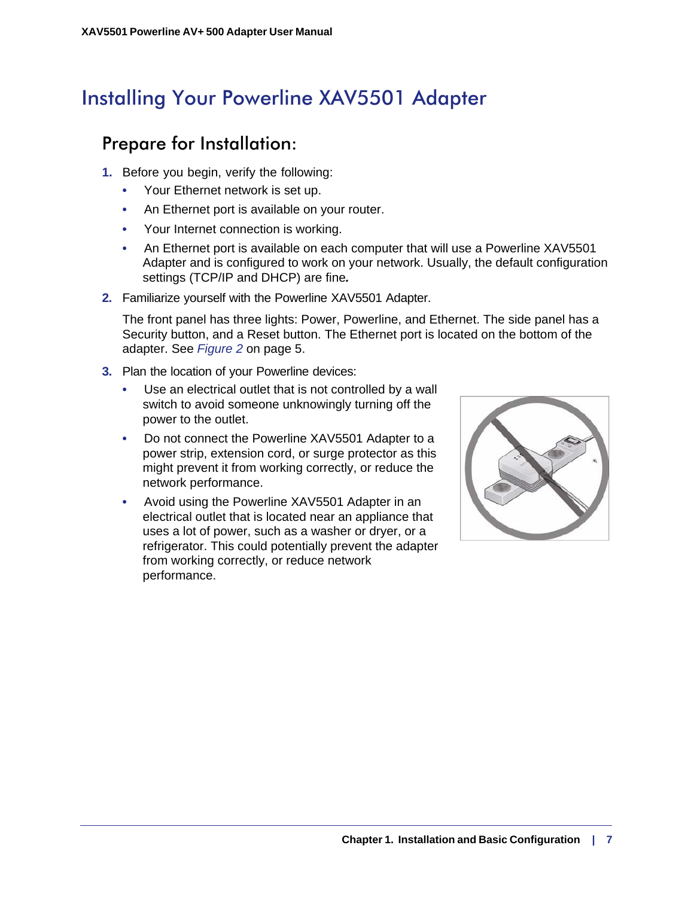# Installing Your Powerline XAV5501 Adapter

## Prepare for Installation:

1. Before you begin, verify the following:
   - Your Ethernet network is set up.
   - An Ethernet port is available on your router.
   - Your Internet connection is working.
   - An Ethernet port is available on each computer that will use a Powerline XAV5501 Adapter and is configured to work on your network. Usually, the default configuration settings (TCP/IP and DHCP) are fine.
2. Familiarize yourself with the Powerline XAV5501 Adapter.

   The front panel has three lights: Power, Powerline, and Ethernet. The side panel has a Security button, and a Reset button. The Ethernet port is located on the bottom of the adapter. See *Figure 2* on page 5.
3. Plan the location of your Powerline devices:
   - Use an electrical outlet that is not controlled by a wall switch to avoid someone unknowingly turning off the power to the outlet.
   - Do not connect the Powerline XAV5501 Adapter to a power strip, extension cord, or surge protector as this might prevent it from working correctly, or reduce the network performance.
   - Avoid using the Powerline XAV5501 Adapter in an electrical outlet that is located near an appliance that uses a lot of power, such as a washer or dryer, or a refrigerator. This could potentially prevent the adapter from working correctly, or reduce network performance.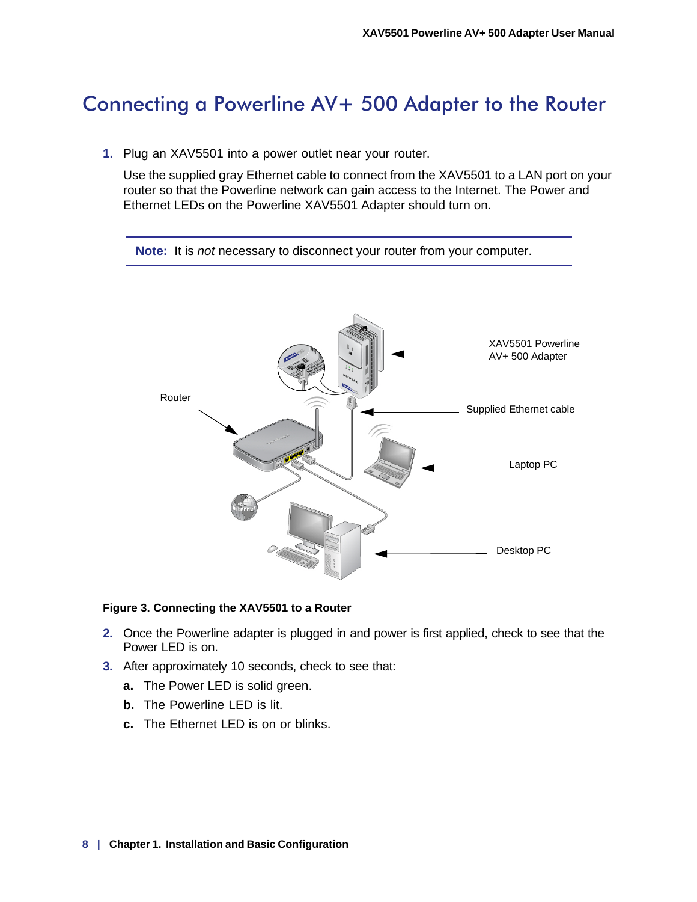# Connecting a Powerline AV+ 500 Adapter to the Router

1. Plug an XAV5501 into a power outlet near your router.

   Use the supplied gray Ethernet cable to connect from the XAV5501 to a LAN port on your router so that the Powerline network can gain access to the Internet. The Power and Ethernet LEDs on the Powerline XAV5501 Adapter should turn on.

> **Note:** It is *not* necessary to disconnect your router from your computer.

**Figure 3. Connecting the XAV5501 to a Router**

2. Once the Powerline adapter is plugged in and power is first applied, check to see that the Power LED is on.
3. After approximately 10 seconds, check to see that:
   - **a.** The Power LED is solid green.
   - **b.** The Powerline LED is lit.
   - **c.** The Ethernet LED is on or blinks.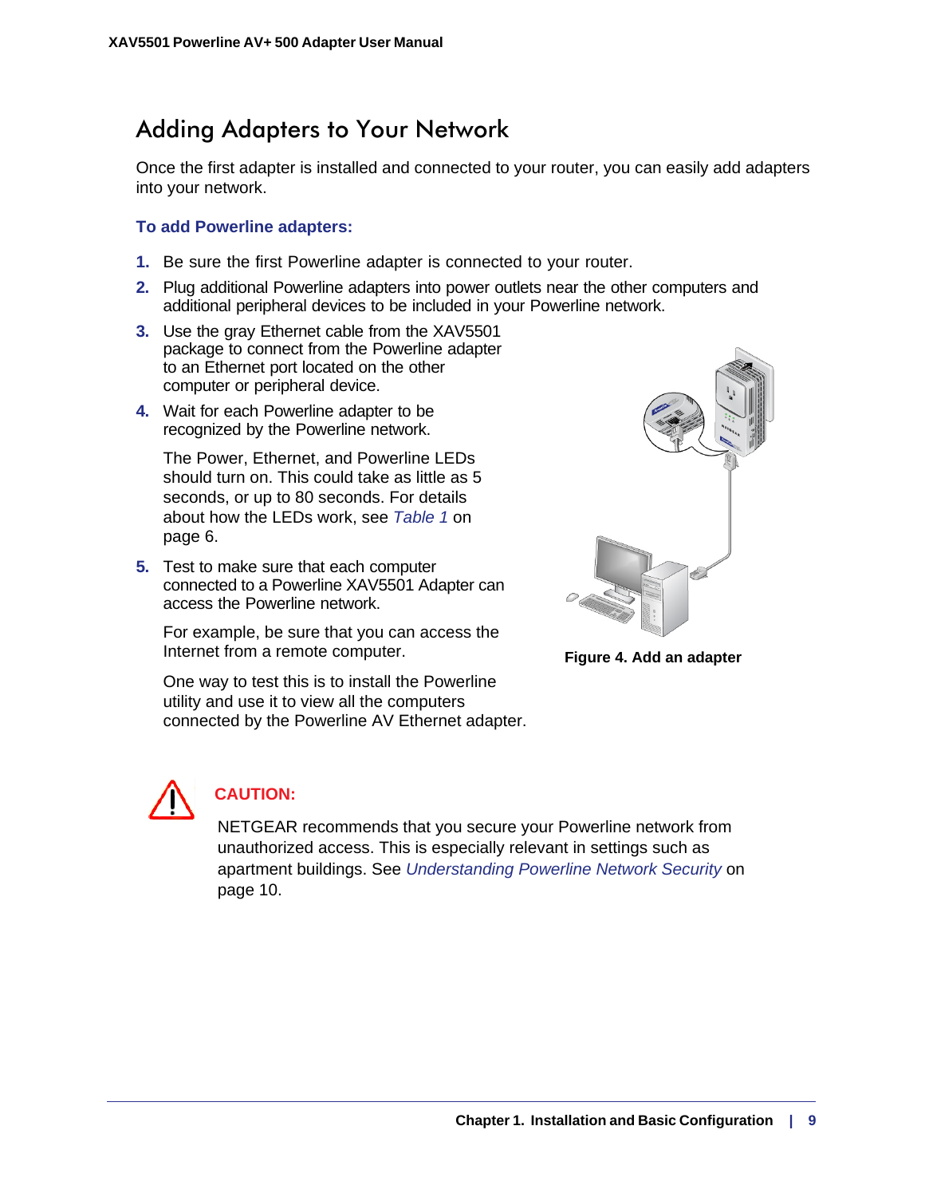## Adding Adapters to Your Network

Once the first adapter is installed and connected to your router, you can easily add adapters into your network.

**To add Powerline adapters:**

1. Be sure the first Powerline adapter is connected to your router.
2. Plug additional Powerline adapters into power outlets near the other computers and additional peripheral devices to be included in your Powerline network.
3. Use the gray Ethernet cable from the XAV5501 package to connect from the Powerline adapter to an Ethernet port located on the other computer or peripheral device.
4. Wait for each Powerline adapter to be recognized by the Powerline network.

   The Power, Ethernet, and Powerline LEDs should turn on. This could take as little as 5 seconds, or up to 80 seconds. For details about how the LEDs work, see *Table 1* on page 6.

5. Test to make sure that each computer connected to a Powerline XAV5501 Adapter can access the Powerline network.

   For example, be sure that you can access the Internet from a remote computer.

   One way to test this is to install the Powerline utility and use it to view all the computers connected by the Powerline AV Ethernet adapter.

**Figure 4. Add an adapter**

**CAUTION:**

NETGEAR recommends that you secure your Powerline network from unauthorized access. This is especially relevant in settings such as apartment buildings. See *Understanding Powerline Network Security* on page 10.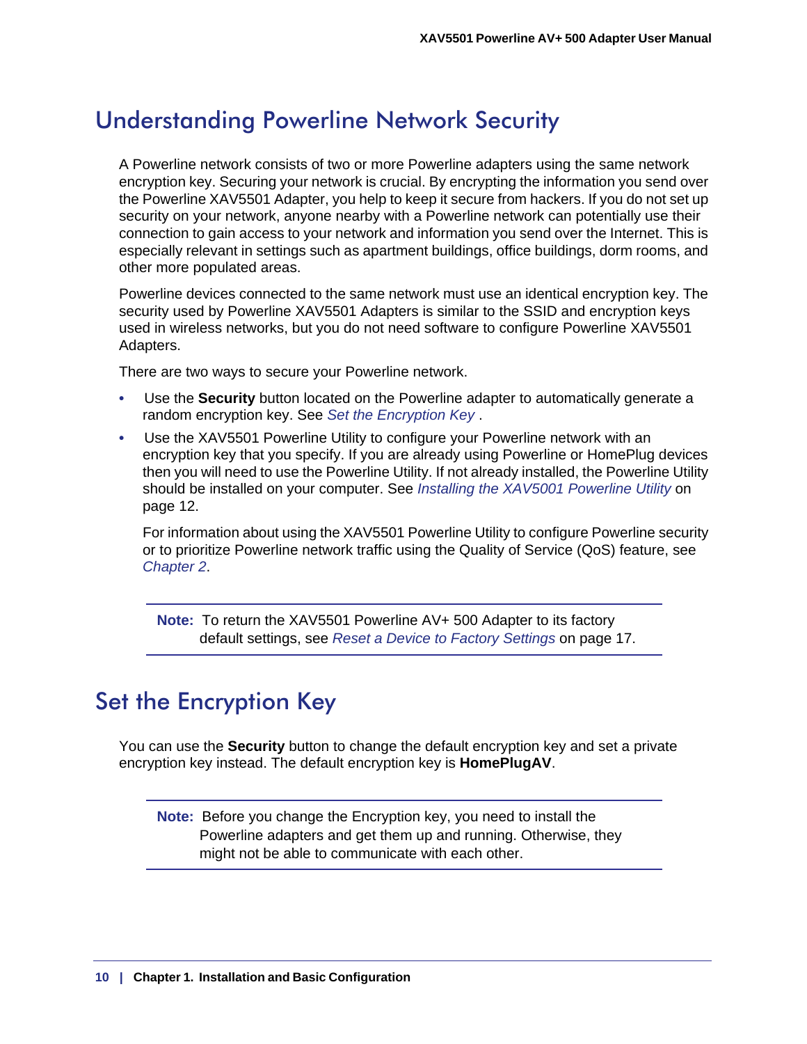# Understanding Powerline Network Security

A Powerline network consists of two or more Powerline adapters using the same network encryption key. Securing your network is crucial. By encrypting the information you send over the Powerline XAV5501 Adapter, you help to keep it secure from hackers. If you do not set up security on your network, anyone nearby with a Powerline network can potentially use their connection to gain access to your network and information you send over the Internet. This is especially relevant in settings such as apartment buildings, office buildings, dorm rooms, and other more populated areas.

Powerline devices connected to the same network must use an identical encryption key. The security used by Powerline XAV5501 Adapters is similar to the SSID and encryption keys used in wireless networks, but you do not need software to configure Powerline XAV5501 Adapters.

There are two ways to secure your Powerline network.

- Use the **Security** button located on the Powerline adapter to automatically generate a random encryption key. See *Set the Encryption Key* .
- Use the XAV5501 Powerline Utility to configure your Powerline network with an encryption key that you specify. If you are already using Powerline or HomePlug devices then you will need to use the Powerline Utility. If not already installed, the Powerline Utility should be installed on your computer. See *Installing the XAV5001 Powerline Utility* on page 12.

  For information about using the XAV5501 Powerline Utility to configure Powerline security or to prioritize Powerline network traffic using the Quality of Service (QoS) feature, see *Chapter 2*.

> **Note:** To return the XAV5501 Powerline AV+ 500 Adapter to its factory default settings, see *Reset a Device to Factory Settings* on page 17.

# Set the Encryption Key

You can use the **Security** button to change the default encryption key and set a private encryption key instead. The default encryption key is **HomePlugAV**.

> **Note:** Before you change the Encryption key, you need to install the Powerline adapters and get them up and running. Otherwise, they might not be able to communicate with each other.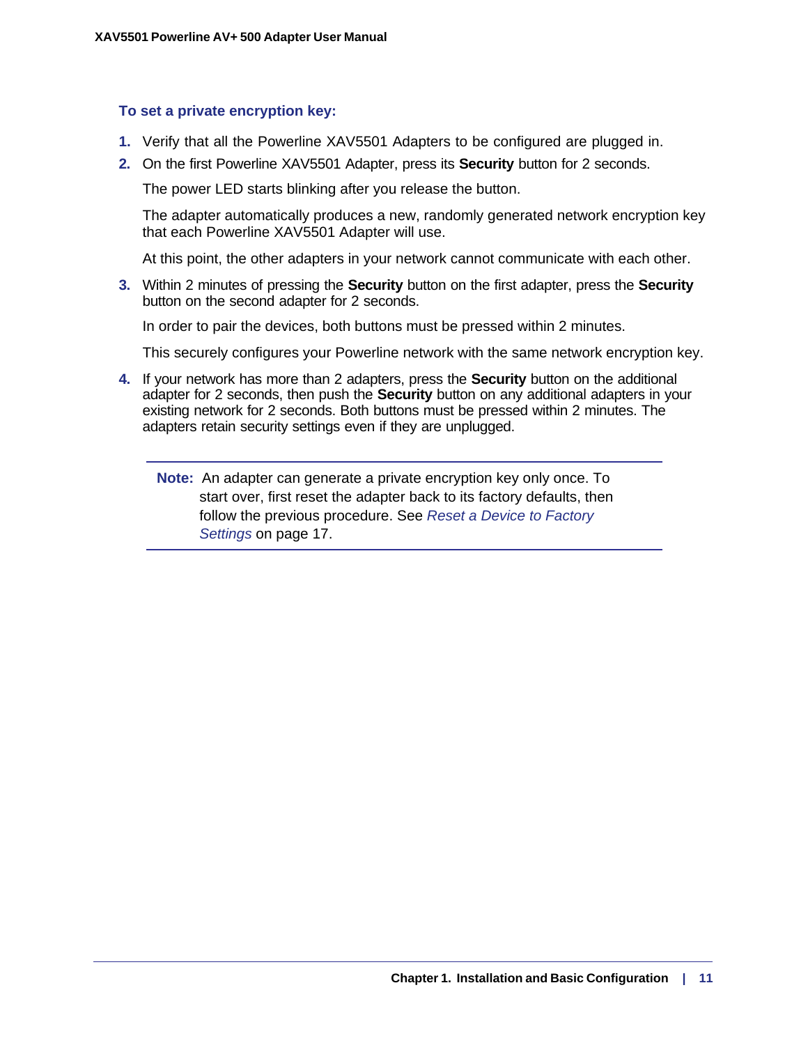### To set a private encryption key:

1. Verify that all the Powerline XAV5501 Adapters to be configured are plugged in.
2. On the first Powerline XAV5501 Adapter, press its **Security** button for 2 seconds.

   The power LED starts blinking after you release the button.

   The adapter automatically produces a new, randomly generated network encryption key that each Powerline XAV5501 Adapter will use.

   At this point, the other adapters in your network cannot communicate with each other.

3. Within 2 minutes of pressing the **Security** button on the first adapter, press the **Security** button on the second adapter for 2 seconds.

   In order to pair the devices, both buttons must be pressed within 2 minutes.

   This securely configures your Powerline network with the same network encryption key.

4. If your network has more than 2 adapters, press the **Security** button on the additional adapter for 2 seconds, then push the **Security** button on any additional adapters in your existing network for 2 seconds. Both buttons must be pressed within 2 minutes. The adapters retain security settings even if they are unplugged.

---

**Note:** An adapter can generate a private encryption key only once. To start over, first reset the adapter back to its factory defaults, then follow the previous procedure. See *Reset a Device to Factory Settings* on page 17.

---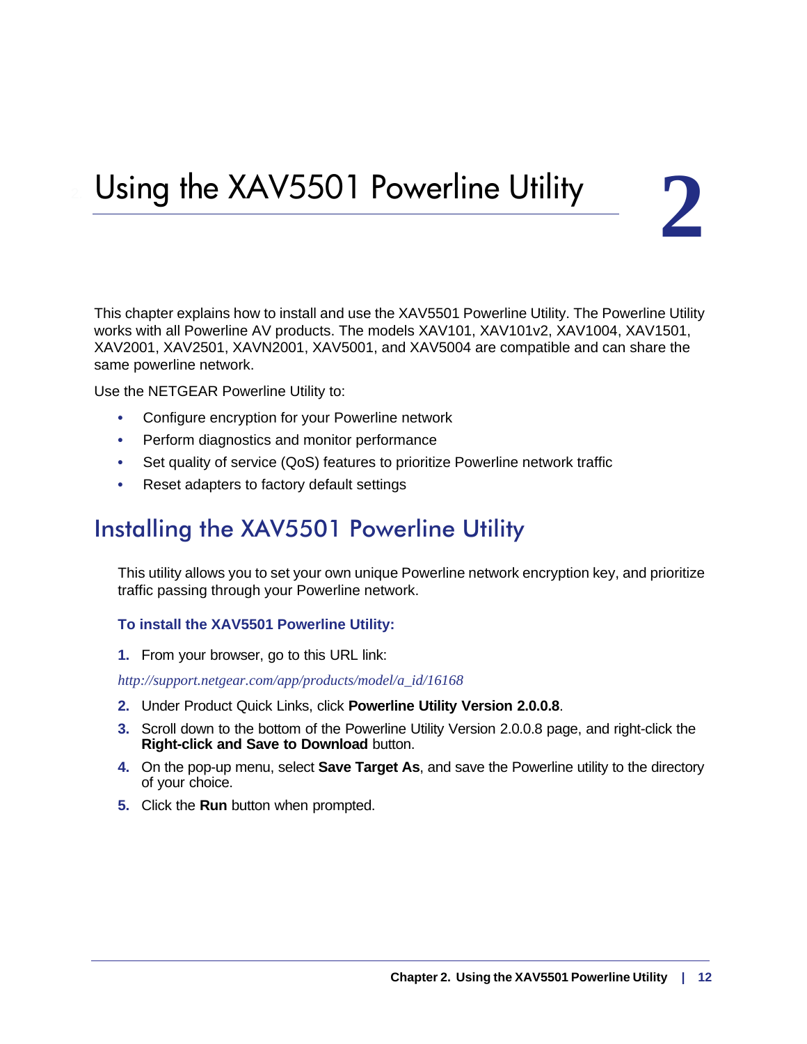# 2. Using the XAV5501 Powerline Utility

This chapter explains how to install and use the XAV5501 Powerline Utility. The Powerline Utility works with all Powerline AV products. The models XAV101, XAV101v2, XAV1004, XAV1501, XAV2001, XAV2501, XAVN2001, XAV5001, and XAV5004 are compatible and can share the same powerline network.

Use the NETGEAR Powerline Utility to:

- Configure encryption for your Powerline network
- Perform diagnostics and monitor performance
- Set quality of service (QoS) features to prioritize Powerline network traffic
- Reset adapters to factory default settings

## Installing the XAV5501 Powerline Utility

This utility allows you to set your own unique Powerline network encryption key, and prioritize traffic passing through your Powerline network.

### To install the XAV5501 Powerline Utility:

1. From your browser, go to this URL link:

*http://support.netgear.com/app/products/model/a_id/16168*

2. Under Product Quick Links, click **Powerline Utility Version 2.0.0.8**.
3. Scroll down to the bottom of the Powerline Utility Version 2.0.0.8 page, and right-click the **Right-click and Save to Download** button.
4. On the pop-up menu, select **Save Target As**, and save the Powerline utility to the directory of your choice.
5. Click the **Run** button when prompted.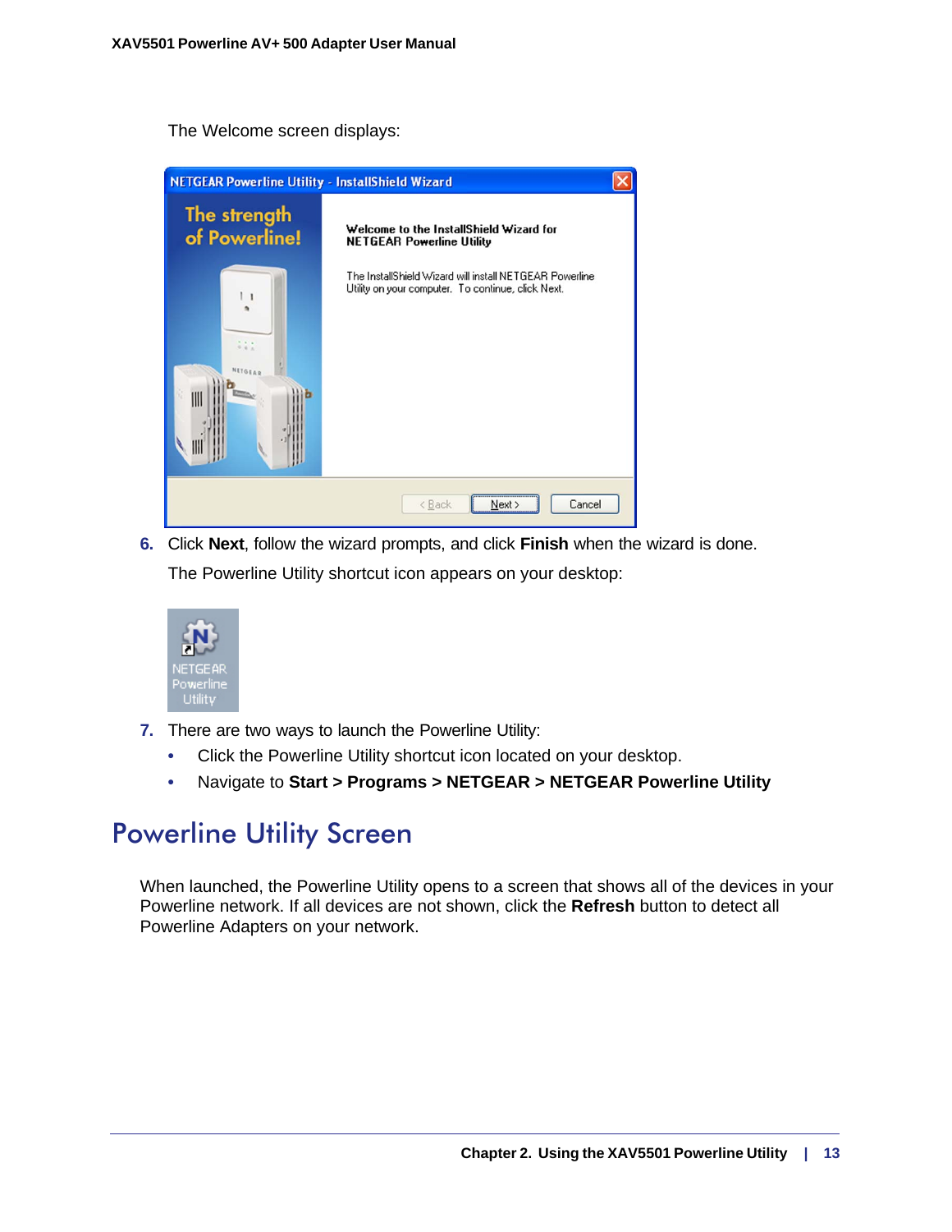The Welcome screen displays:

6. Click **Next**, follow the wizard prompts, and click **Finish** when the wizard is done.

   The Powerline Utility shortcut icon appears on your desktop:

7. There are two ways to launch the Powerline Utility:
   - Click the Powerline Utility shortcut icon located on your desktop.
   - Navigate to **Start > Programs > NETGEAR > NETGEAR Powerline Utility**

# Powerline Utility Screen

When launched, the Powerline Utility opens to a screen that shows all of the devices in your Powerline network. If all devices are not shown, click the **Refresh** button to detect all Powerline Adapters on your network.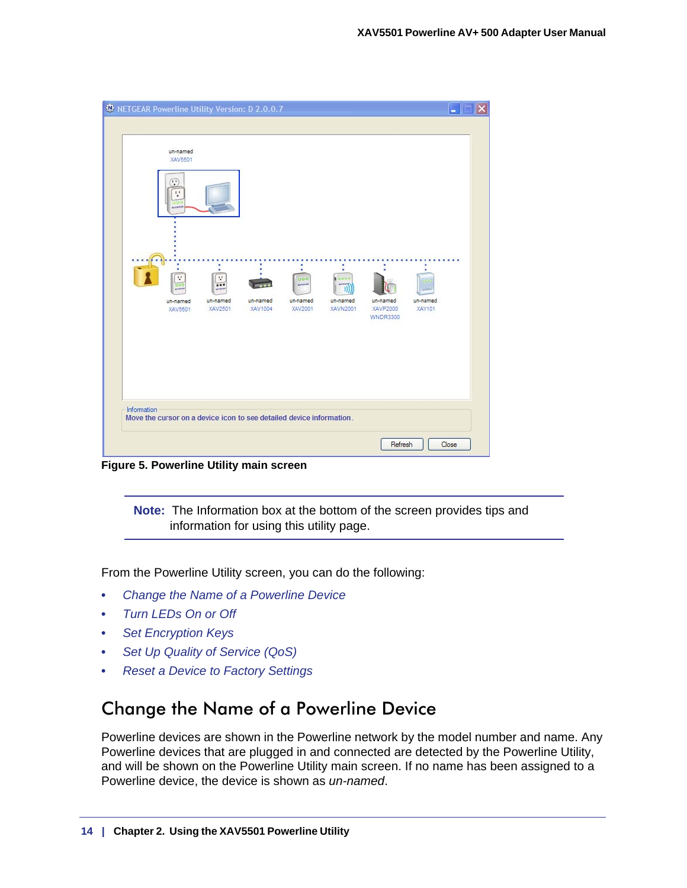Figure 5. Powerline Utility main screen

> **Note:** The Information box at the bottom of the screen provides tips and information for using this utility page.

From the Powerline Utility screen, you can do the following:

- *Change the Name of a Powerline Device*
- *Turn LEDs On or Off*
- *Set Encryption Keys*
- *Set Up Quality of Service (QoS)*
- *Reset a Device to Factory Settings*

## Change the Name of a Powerline Device

Powerline devices are shown in the Powerline network by the model number and name. Any Powerline devices that are plugged in and connected are detected by the Powerline Utility, and will be shown on the Powerline Utility main screen. If no name has been assigned to a Powerline device, the device is shown as *un-named*.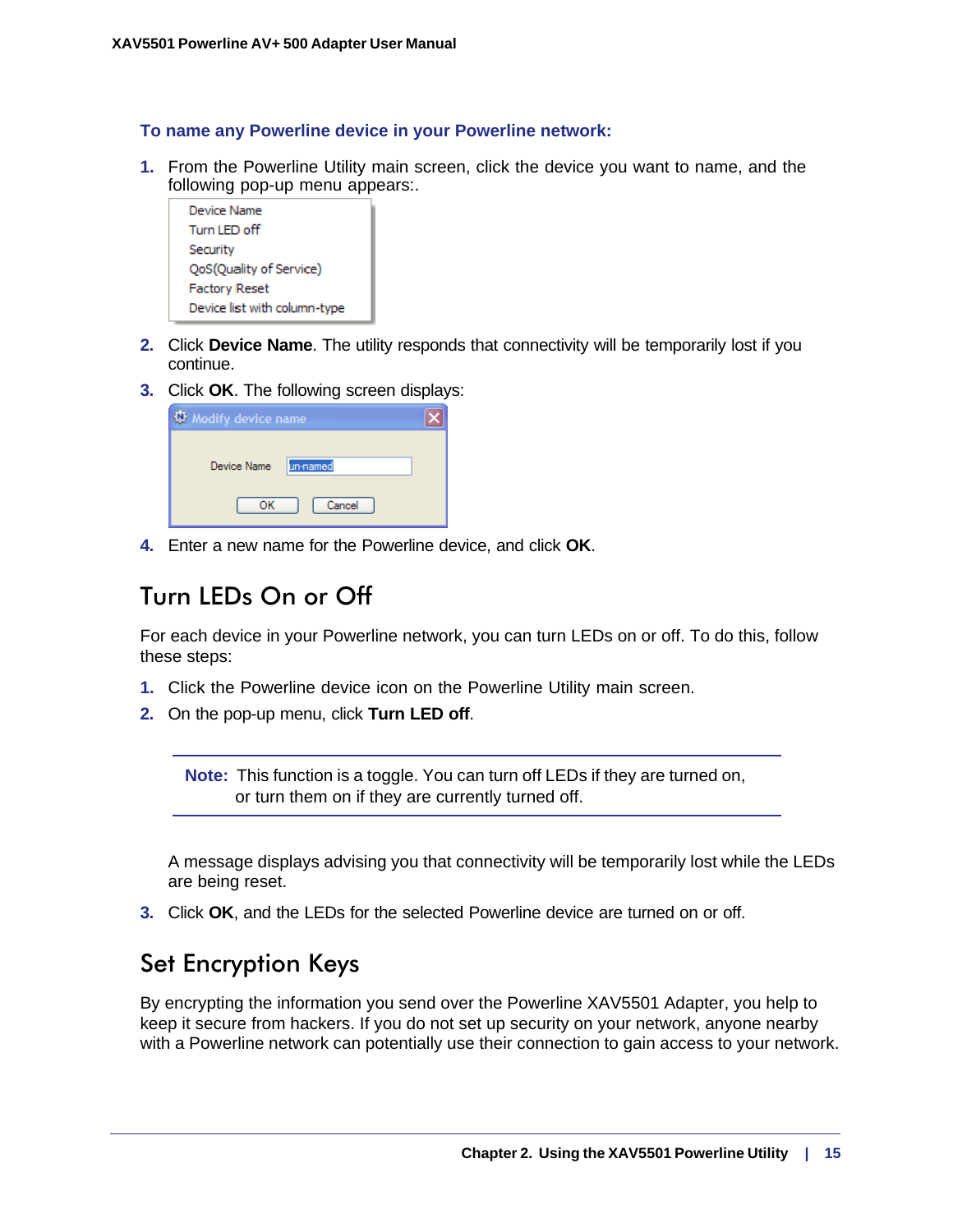**To name any Powerline device in your Powerline network:**

1. From the Powerline Utility main screen, click the device you want to name, and the following pop-up menu appears:.

   Device Name
   Turn LED off
   Security
   QoS(Quality of Service)
   Factory Reset
   Device list with column-type

2. Click **Device Name**. The utility responds that connectivity will be temporarily lost if you continue.
3. Click **OK**. The following screen displays:

   Modify device name

   Device Name [un-named]

   OK  Cancel

4. Enter a new name for the Powerline device, and click **OK**.

## Turn LEDs On or Off

For each device in your Powerline network, you can turn LEDs on or off. To do this, follow these steps:

1. Click the Powerline device icon on the Powerline Utility main screen.
2. On the pop-up menu, click **Turn LED off**.

   > **Note:** This function is a toggle. You can turn off LEDs if they are turned on, or turn them on if they are currently turned off.

   A message displays advising you that connectivity will be temporarily lost while the LEDs are being reset.

3. Click **OK**, and the LEDs for the selected Powerline device are turned on or off.

## Set Encryption Keys

By encrypting the information you send over the Powerline XAV5501 Adapter, you help to keep it secure from hackers. If you do not set up security on your network, anyone nearby with a Powerline network can potentially use their connection to gain access to your network.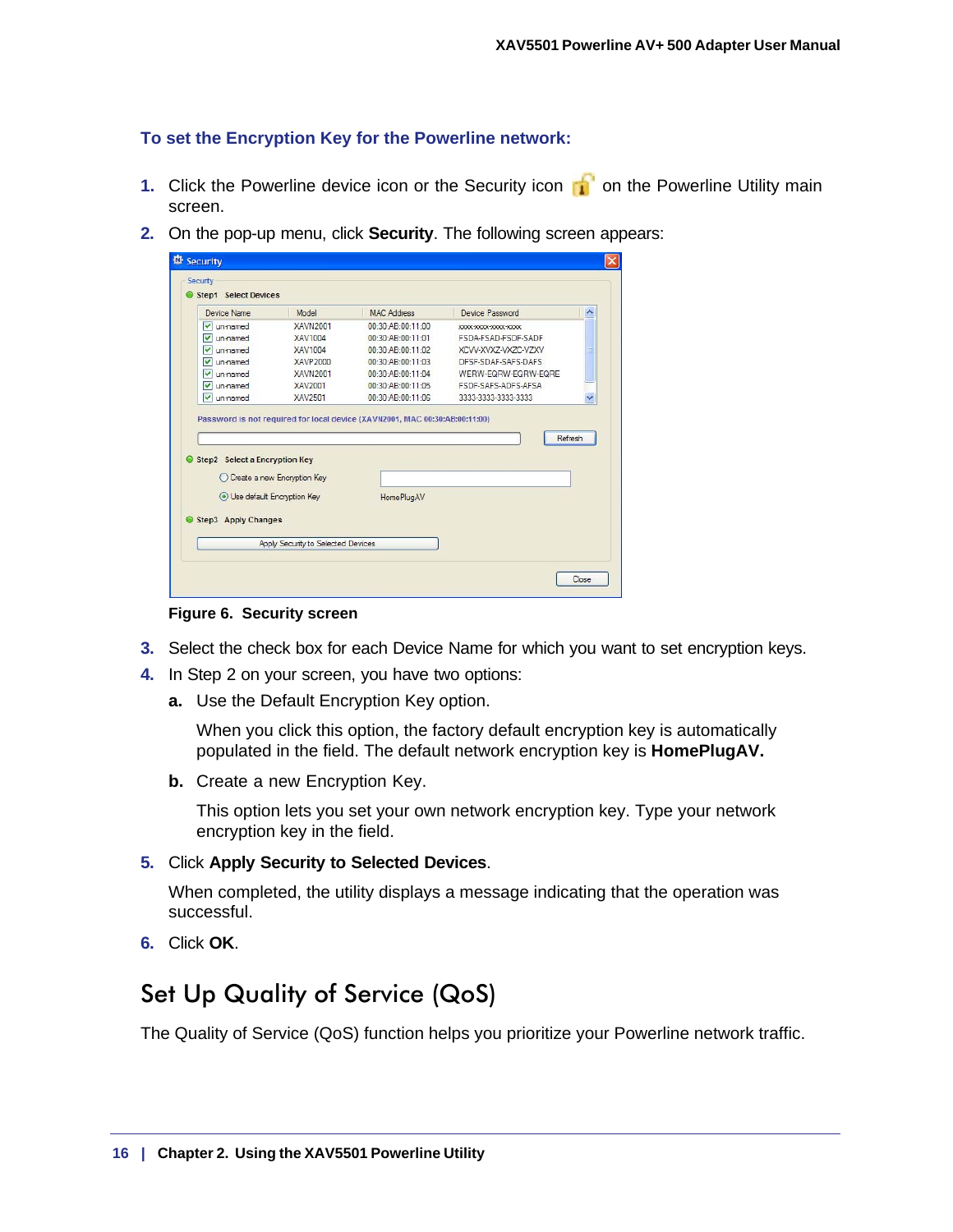**To set the Encryption Key for the Powerline network:**

1. Click the Powerline device icon or the Security icon on the Powerline Utility main screen.
2. On the pop-up menu, click **Security**. The following screen appears:

**Figure 6. Security screen**

3. Select the check box for each Device Name for which you want to set encryption keys.
4. In Step 2 on your screen, you have two options:
   - **a.** Use the Default Encryption Key option.

     When you click this option, the factory default encryption key is automatically populated in the field. The default network encryption key is **HomePlugAV.**
   - **b.** Create a new Encryption Key.

     This option lets you set your own network encryption key. Type your network encryption key in the field.
5. Click **Apply Security to Selected Devices**.

   When completed, the utility displays a message indicating that the operation was successful.
6. Click **OK**.

## Set Up Quality of Service (QoS)

The Quality of Service (QoS) function helps you prioritize your Powerline network traffic.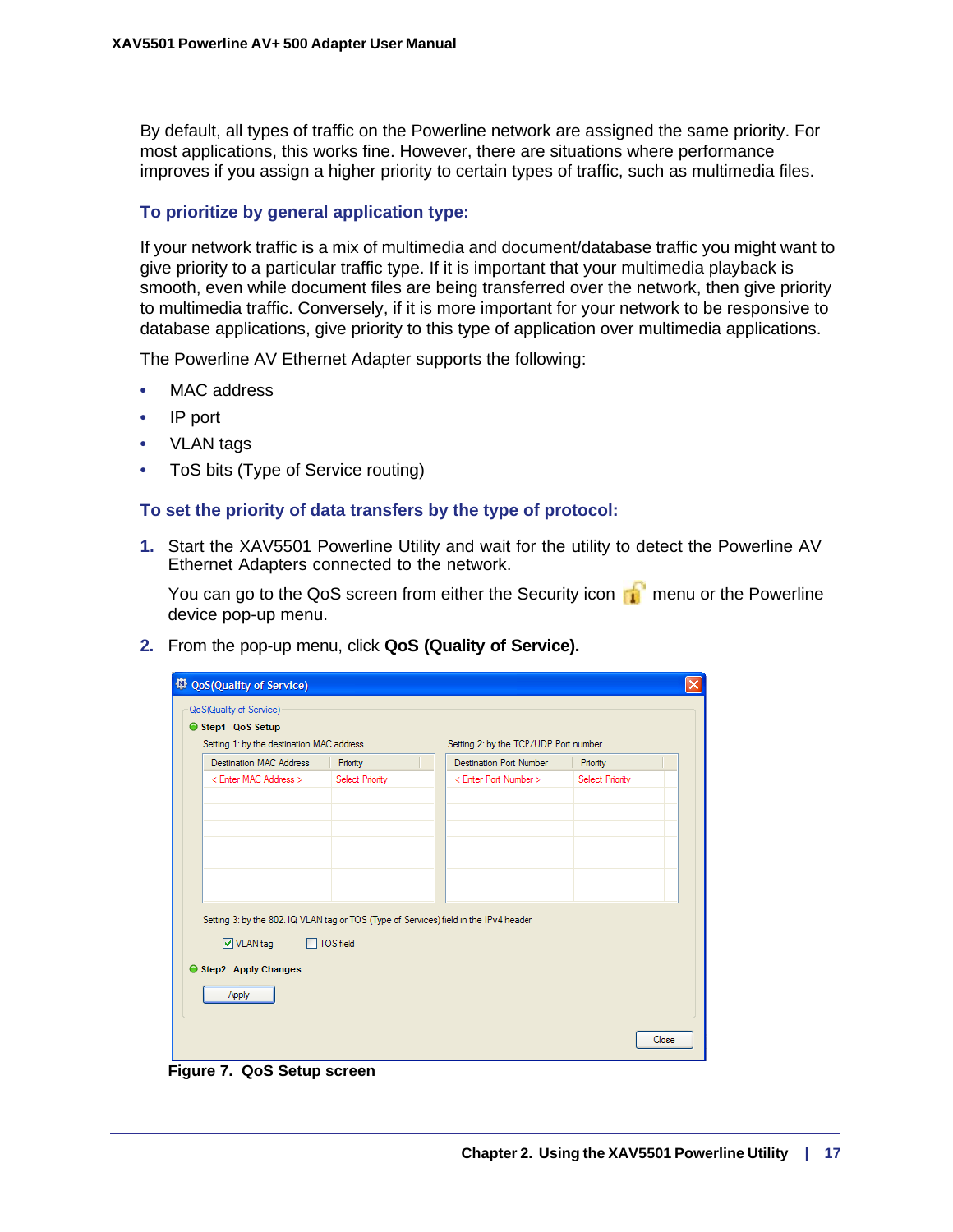By default, all types of traffic on the Powerline network are assigned the same priority. For most applications, this works fine. However, there are situations where performance improves if you assign a higher priority to certain types of traffic, such as multimedia files.

### To prioritize by general application type:

If your network traffic is a mix of multimedia and document/database traffic you might want to give priority to a particular traffic type. If it is important that your multimedia playback is smooth, even while document files are being transferred over the network, then give priority to multimedia traffic. Conversely, if it is more important for your network to be responsive to database applications, give priority to this type of application over multimedia applications.

The Powerline AV Ethernet Adapter supports the following:

- MAC address
- IP port
- VLAN tags
- ToS bits (Type of Service routing)

### To set the priority of data transfers by the type of protocol:

1. Start the XAV5501 Powerline Utility and wait for the utility to detect the Powerline AV Ethernet Adapters connected to the network.

   You can go to the QoS screen from either the Security icon menu or the Powerline device pop-up menu.

2. From the pop-up menu, click **QoS (Quality of Service).**

**Figure 7. QoS Setup screen**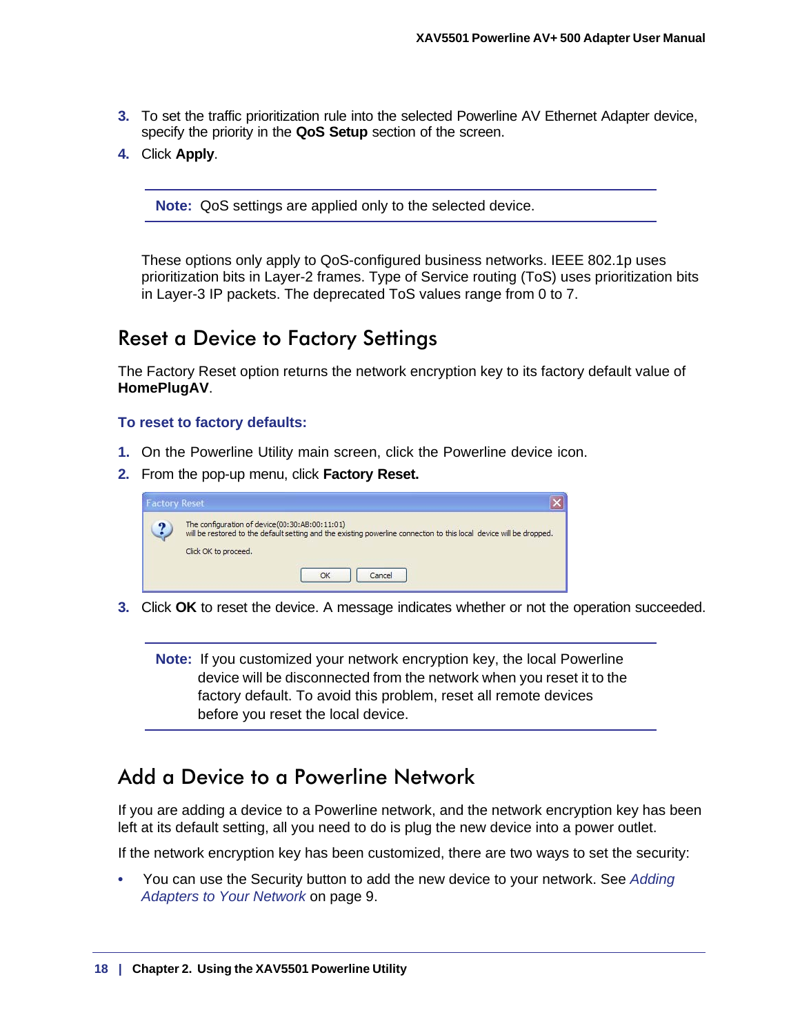3. To set the traffic prioritization rule into the selected Powerline AV Ethernet Adapter device, specify the priority in the **QoS Setup** section of the screen.
4. Click **Apply**.

> **Note:** QoS settings are applied only to the selected device.

These options only apply to QoS-configured business networks. IEEE 802.1p uses prioritization bits in Layer-2 frames. Type of Service routing (ToS) uses prioritization bits in Layer-3 IP packets. The deprecated ToS values range from 0 to 7.

## Reset a Device to Factory Settings

The Factory Reset option returns the network encryption key to its factory default value of **HomePlugAV**.

### To reset to factory defaults:

1. On the Powerline Utility main screen, click the Powerline device icon.
2. From the pop-up menu, click **Factory Reset.**

Factory Reset

The configuration of device(00:30:AB:00:11:01) will be restored to the default setting and the existing powerline connecton to this local device will be dropped.

Click OK to proceed.

OK Cancel

3. Click **OK** to reset the device. A message indicates whether or not the operation succeeded.

> **Note:** If you customized your network encryption key, the local Powerline device will be disconnected from the network when you reset it to the factory default. To avoid this problem, reset all remote devices before you reset the local device.

## Add a Device to a Powerline Network

If you are adding a device to a Powerline network, and the network encryption key has been left at its default setting, all you need to do is plug the new device into a power outlet.

If the network encryption key has been customized, there are two ways to set the security:

- You can use the Security button to add the new device to your network. See *Adding Adapters to Your Network* on page 9.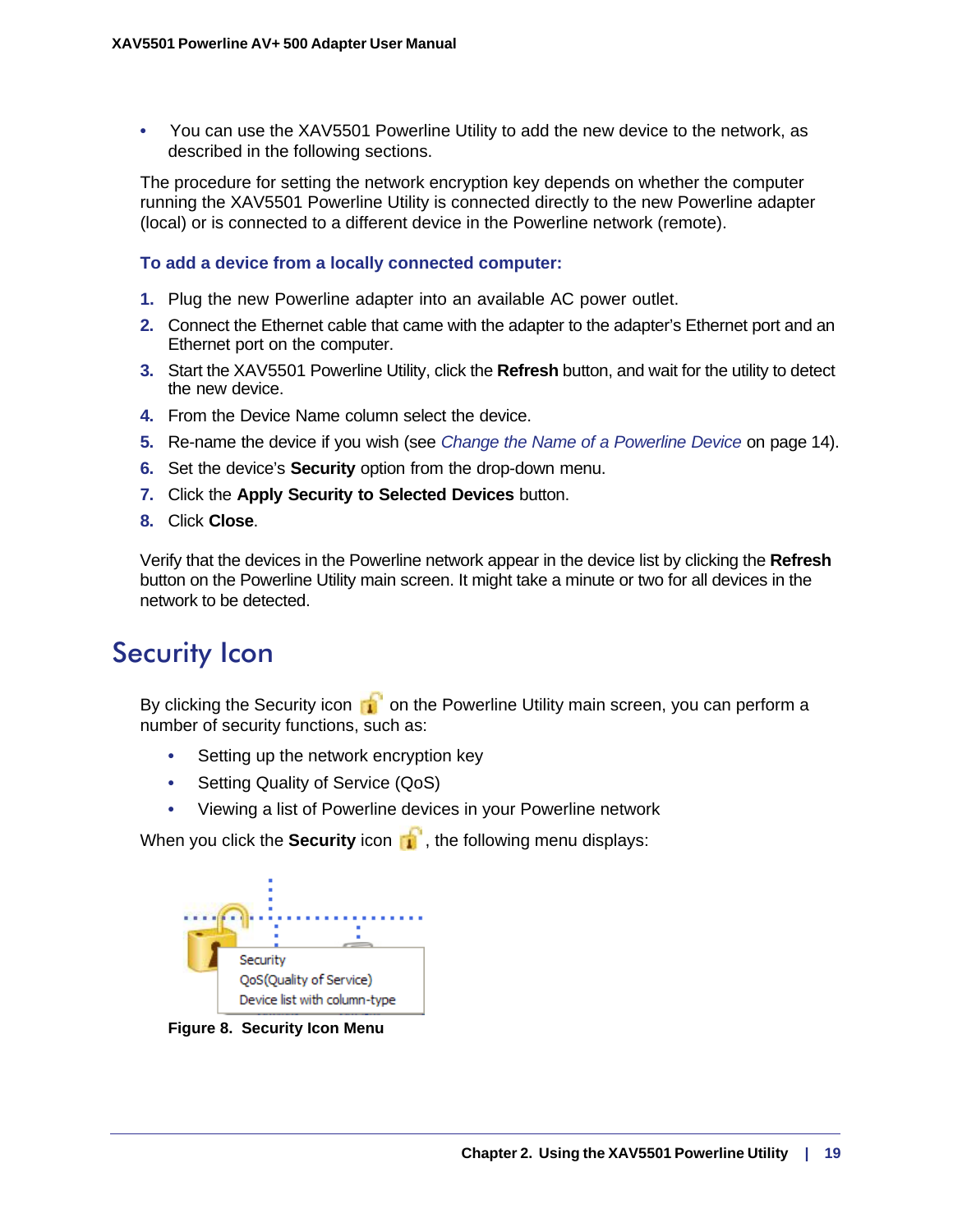- You can use the XAV5501 Powerline Utility to add the new device to the network, as described in the following sections.

The procedure for setting the network encryption key depends on whether the computer running the XAV5501 Powerline Utility is connected directly to the new Powerline adapter (local) or is connected to a different device in the Powerline network (remote).

### To add a device from a locally connected computer:

1. Plug the new Powerline adapter into an available AC power outlet.
2. Connect the Ethernet cable that came with the adapter to the adapter's Ethernet port and an Ethernet port on the computer.
3. Start the XAV5501 Powerline Utility, click the **Refresh** button, and wait for the utility to detect the new device.
4. From the Device Name column select the device.
5. Re-name the device if you wish (see *Change the Name of a Powerline Device* on page 14).
6. Set the device's **Security** option from the drop-down menu.
7. Click the **Apply Security to Selected Devices** button.
8. Click **Close**.

Verify that the devices in the Powerline network appear in the device list by clicking the **Refresh** button on the Powerline Utility main screen. It might take a minute or two for all devices in the network to be detected.

## Security Icon

By clicking the Security icon on the Powerline Utility main screen, you can perform a number of security functions, such as:

- Setting up the network encryption key
- Setting Quality of Service (QoS)
- Viewing a list of Powerline devices in your Powerline network

When you click the **Security** icon , the following menu displays:

Security
QoS(Quality of Service)
Device list with column-type

**Figure 8. Security Icon Menu**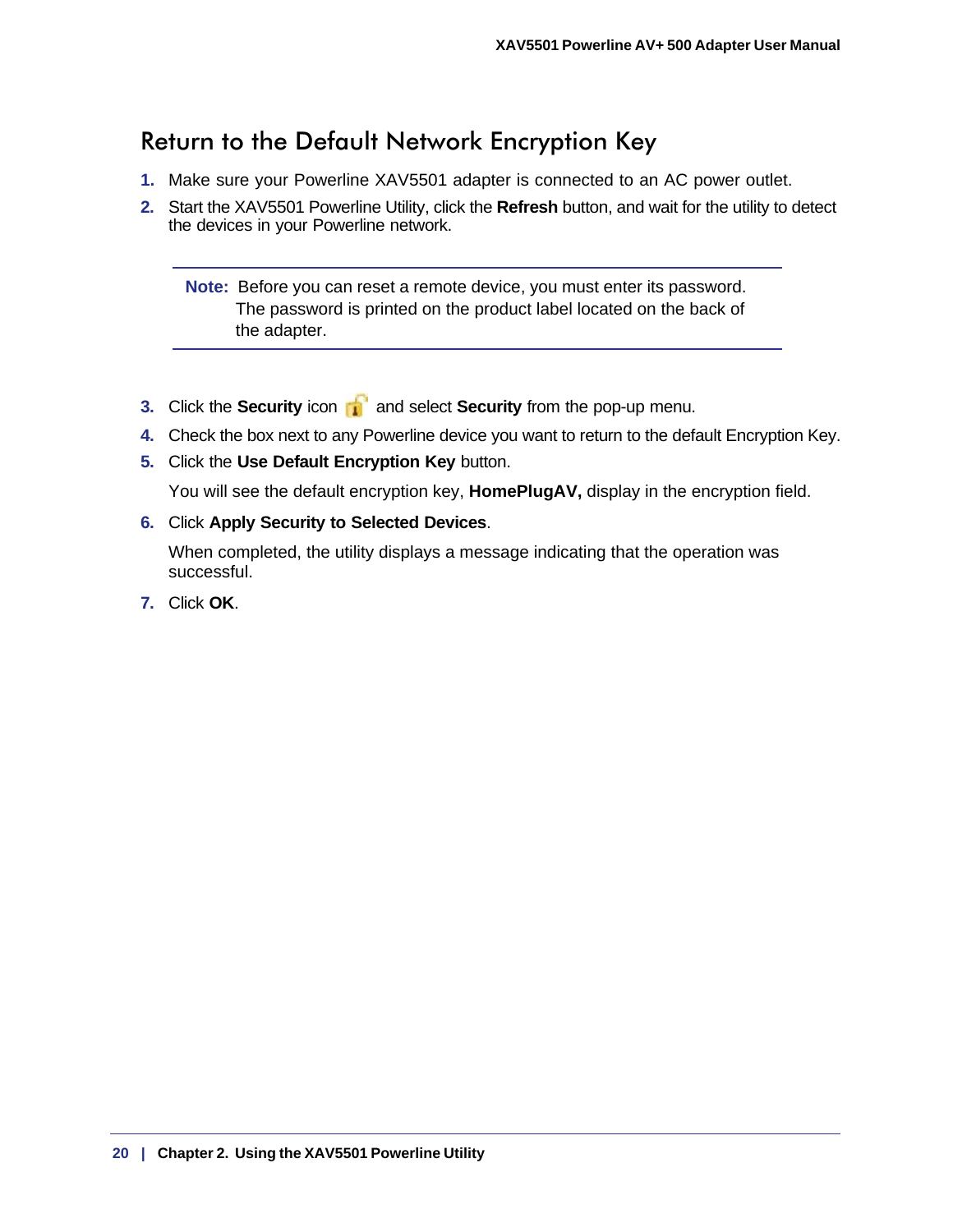## Return to the Default Network Encryption Key

1. Make sure your Powerline XAV5501 adapter is connected to an AC power outlet.
2. Start the XAV5501 Powerline Utility, click the **Refresh** button, and wait for the utility to detect the devices in your Powerline network.

> **Note:** Before you can reset a remote device, you must enter its password. The password is printed on the product label located on the back of the adapter.

3. Click the **Security** icon and select **Security** from the pop-up menu.
4. Check the box next to any Powerline device you want to return to the default Encryption Key.
5. Click the **Use Default Encryption Key** button.

   You will see the default encryption key, **HomePlugAV,** display in the encryption field.

6. Click **Apply Security to Selected Devices**.

   When completed, the utility displays a message indicating that the operation was successful.

7. Click **OK**.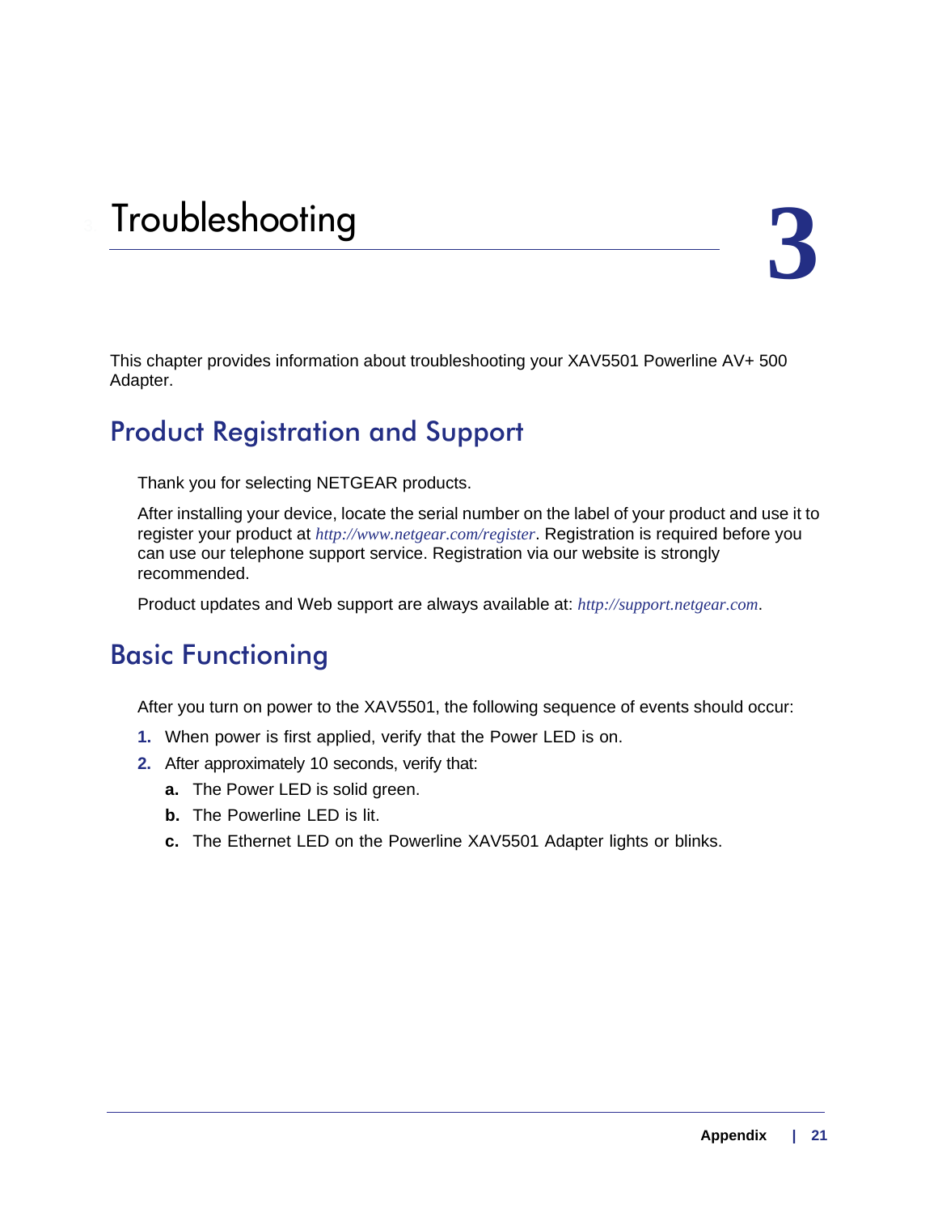# 3 Troubleshooting

This chapter provides information about troubleshooting your XAV5501 Powerline AV+ 500 Adapter.

## Product Registration and Support

Thank you for selecting NETGEAR products.

After installing your device, locate the serial number on the label of your product and use it to register your product at *http://www.netgear.com/register*. Registration is required before you can use our telephone support service. Registration via our website is strongly recommended.

Product updates and Web support are always available at: *http://support.netgear.com*.

## Basic Functioning

After you turn on power to the XAV5501, the following sequence of events should occur:

1. When power is first applied, verify that the Power LED is on.
2. After approximately 10 seconds, verify that:
   a. The Power LED is solid green.
   b. The Powerline LED is lit.
   c. The Ethernet LED on the Powerline XAV5501 Adapter lights or blinks.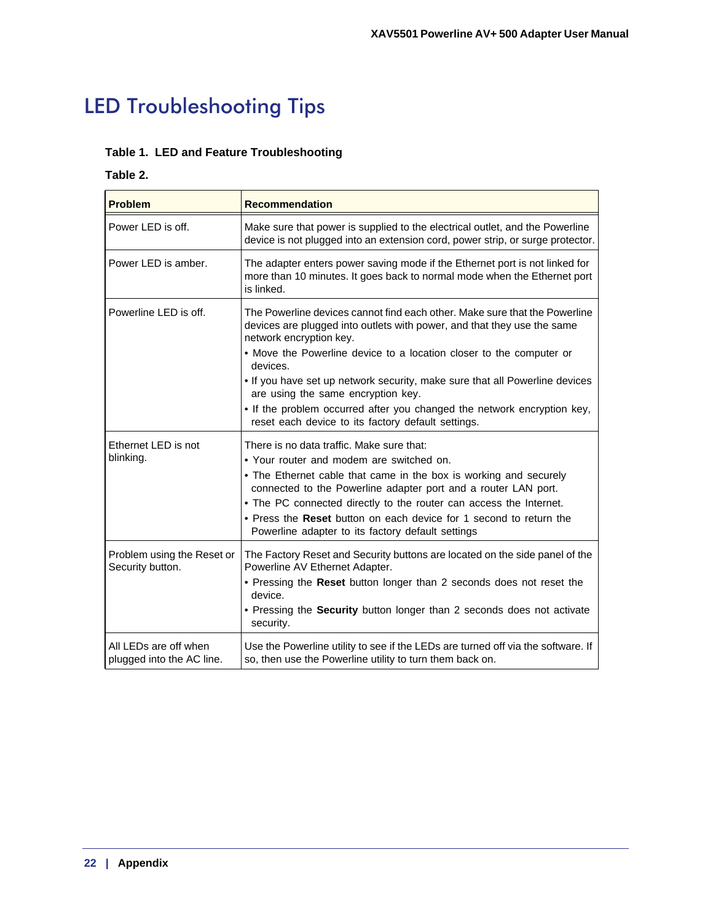# LED Troubleshooting Tips

**Table 1. LED and Feature Troubleshooting**

**Table 2.**

| **Problem** | **Recommendation** |
|---|---|
| Power LED is off. | Make sure that power is supplied to the electrical outlet, and the Powerline device is not plugged into an extension cord, power strip, or surge protector. |
| Power LED is amber. | The adapter enters power saving mode if the Ethernet port is not linked for more than 10 minutes. It goes back to normal mode when the Ethernet port is linked. |
| Powerline LED is off. | The Powerline devices cannot find each other. Make sure that the Powerline devices are plugged into outlets with power, and that they use the same network encryption key.<br>• Move the Powerline device to a location closer to the computer or devices.<br>• If you have set up network security, make sure that all Powerline devices are using the same encryption key.<br>• If the problem occurred after you changed the network encryption key, reset each device to its factory default settings. |
| Ethernet LED is not blinking. | There is no data traffic. Make sure that:<br>• Your router and modem are switched on.<br>• The Ethernet cable that came in the box is working and securely connected to the Powerline adapter port and a router LAN port.<br>• The PC connected directly to the router can access the Internet.<br>• Press the **Reset** button on each device for 1 second to return the Powerline adapter to its factory default settings |
| Problem using the Reset or Security button. | The Factory Reset and Security buttons are located on the side panel of the Powerline AV Ethernet Adapter.<br>• Pressing the **Reset** button longer than 2 seconds does not reset the device.<br>• Pressing the **Security** button longer than 2 seconds does not activate security. |
| All LEDs are off when plugged into the AC line. | Use the Powerline utility to see if the LEDs are turned off via the software. If so, then use the Powerline utility to turn them back on. |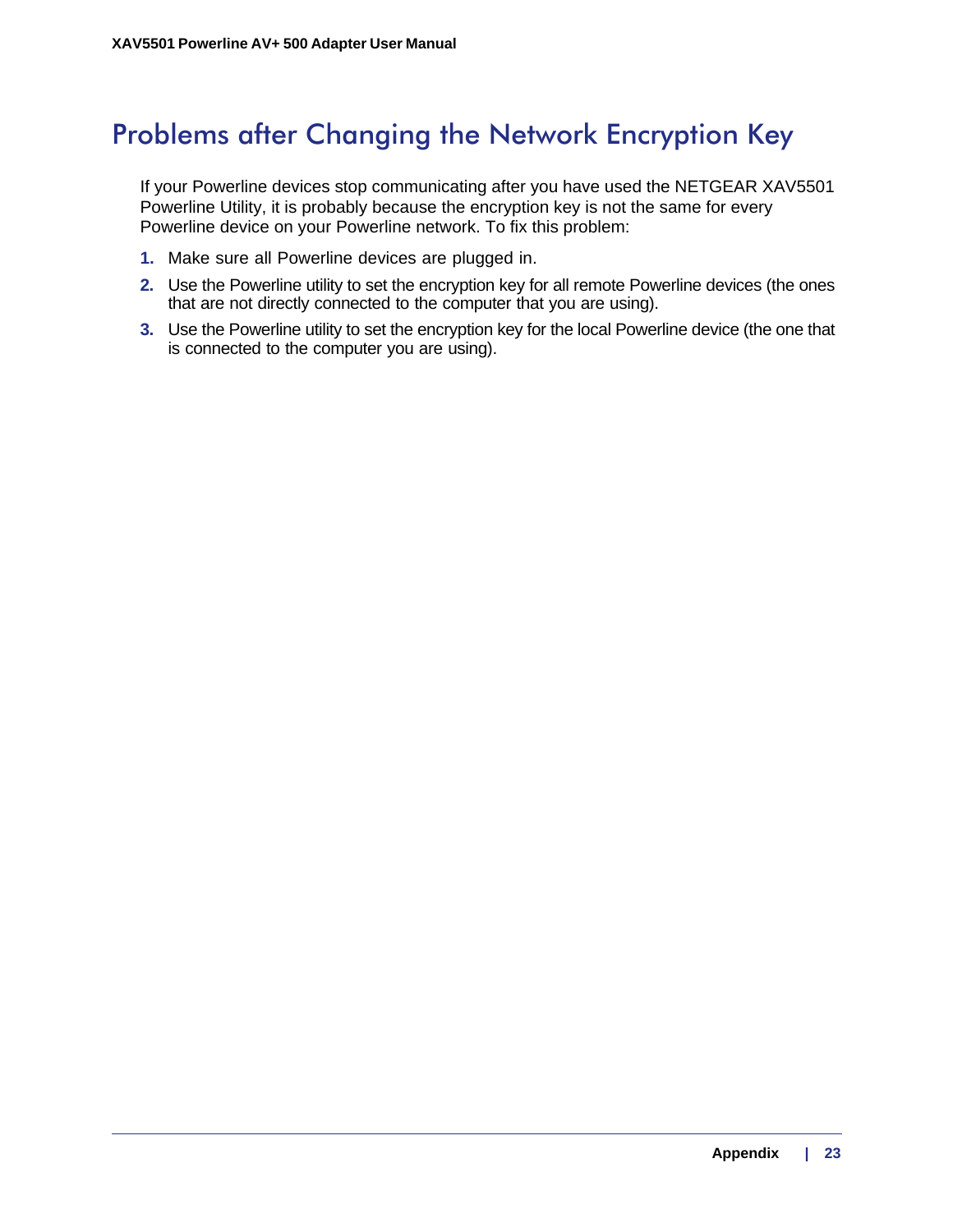# Problems after Changing the Network Encryption Key

If your Powerline devices stop communicating after you have used the NETGEAR XAV5501 Powerline Utility, it is probably because the encryption key is not the same for every Powerline device on your Powerline network. To fix this problem:

1. Make sure all Powerline devices are plugged in.
2. Use the Powerline utility to set the encryption key for all remote Powerline devices (the ones that are not directly connected to the computer that you are using).
3. Use the Powerline utility to set the encryption key for the local Powerline device (the one that is connected to the computer you are using).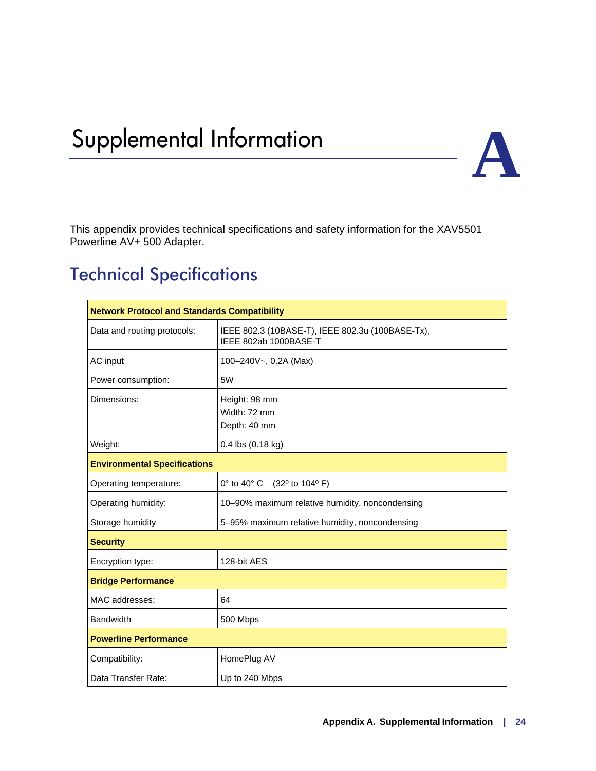# Supplemental Information

# A

This appendix provides technical specifications and safety information for the XAV5501 Powerline AV+ 500 Adapter.

## Technical Specifications

| **Network Protocol and Standards Compatibility** | |
|---|---|
| Data and routing protocols: | IEEE 802.3 (10BASE-T), IEEE 802.3u (100BASE-Tx), IEEE 802ab 1000BASE-T |
| AC input | 100–240V~, 0.2A (Max) |
| Power consumption: | 5W |
| Dimensions: | Height: 98 mm<br>Width: 72 mm<br>Depth: 40 mm |
| Weight: | 0.4 lbs (0.18 kg) |
| **Environmental Specifications** | |
| Operating temperature: | 0° to 40° C (32º to 104º F) |
| Operating humidity: | 10–90% maximum relative humidity, noncondensing |
| Storage humidity | 5–95% maximum relative humidity, noncondensing |
| **Security** | |
| Encryption type: | 128-bit AES |
| **Bridge Performance** | |
| MAC addresses: | 64 |
| Bandwidth | 500 Mbps |
| **Powerline Performance** | |
| Compatibility: | HomePlug AV |
| Data Transfer Rate: | Up to 240 Mbps |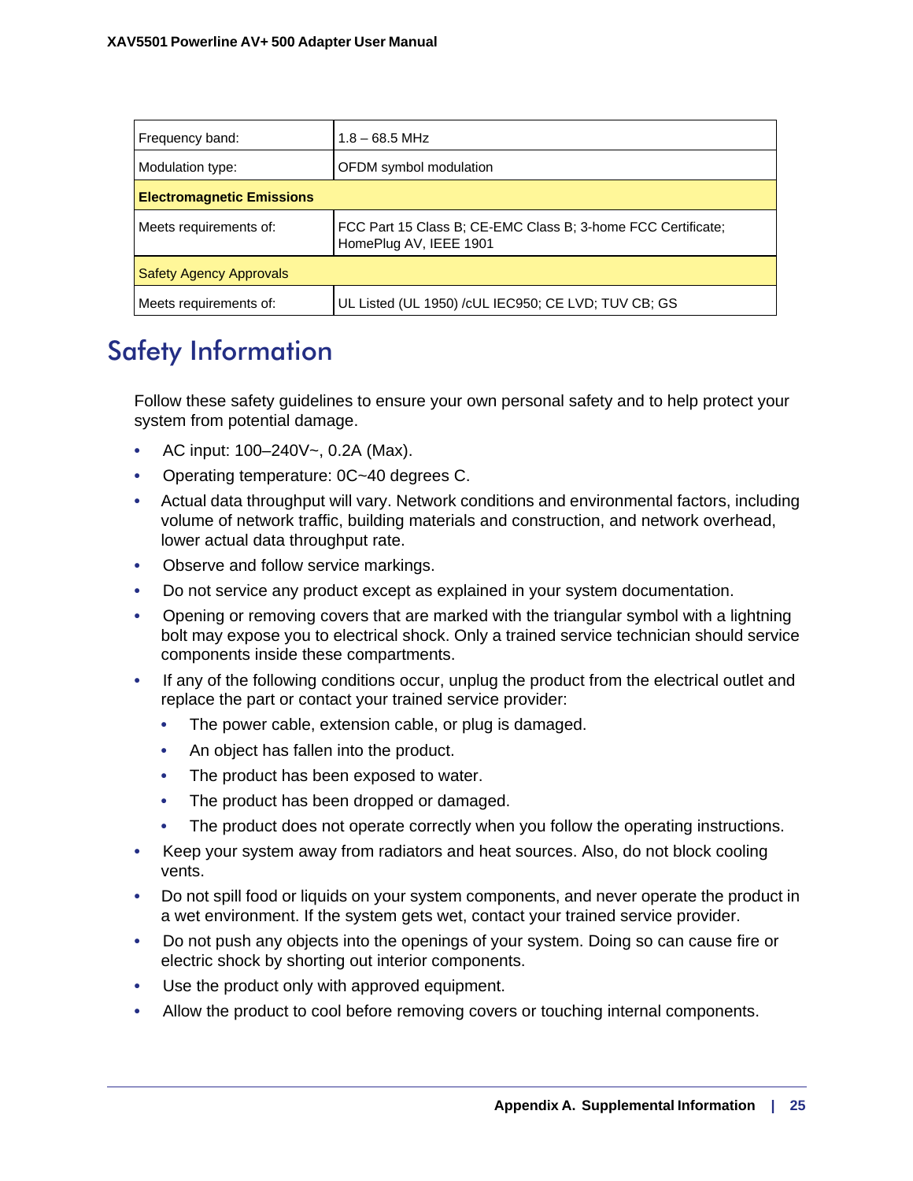| Frequency band: | 1.8 – 68.5 MHz |
|---|---|
| Modulation type: | OFDM symbol modulation |
| **Electromagnetic Emissions** | |
| Meets requirements of: | FCC Part 15 Class B; CE-EMC Class B; 3-home FCC Certificate; HomePlug AV, IEEE 1901 |
| Safety Agency Approvals | |
| Meets requirements of: | UL Listed (UL 1950) /cUL IEC950; CE LVD; TUV CB; GS |

## Safety Information

Follow these safety guidelines to ensure your own personal safety and to help protect your system from potential damage.

- AC input: 100–240V~, 0.2A (Max).
- Operating temperature: 0C~40 degrees C.
- Actual data throughput will vary. Network conditions and environmental factors, including volume of network traffic, building materials and construction, and network overhead, lower actual data throughput rate.
- Observe and follow service markings.
- Do not service any product except as explained in your system documentation.
- Opening or removing covers that are marked with the triangular symbol with a lightning bolt may expose you to electrical shock. Only a trained service technician should service components inside these compartments.
- If any of the following conditions occur, unplug the product from the electrical outlet and replace the part or contact your trained service provider:
  - The power cable, extension cable, or plug is damaged.
  - An object has fallen into the product.
  - The product has been exposed to water.
  - The product has been dropped or damaged.
  - The product does not operate correctly when you follow the operating instructions.
- Keep your system away from radiators and heat sources. Also, do not block cooling vents.
- Do not spill food or liquids on your system components, and never operate the product in a wet environment. If the system gets wet, contact your trained service provider.
- Do not push any objects into the openings of your system. Doing so can cause fire or electric shock by shorting out interior components.
- Use the product only with approved equipment.
- Allow the product to cool before removing covers or touching internal components.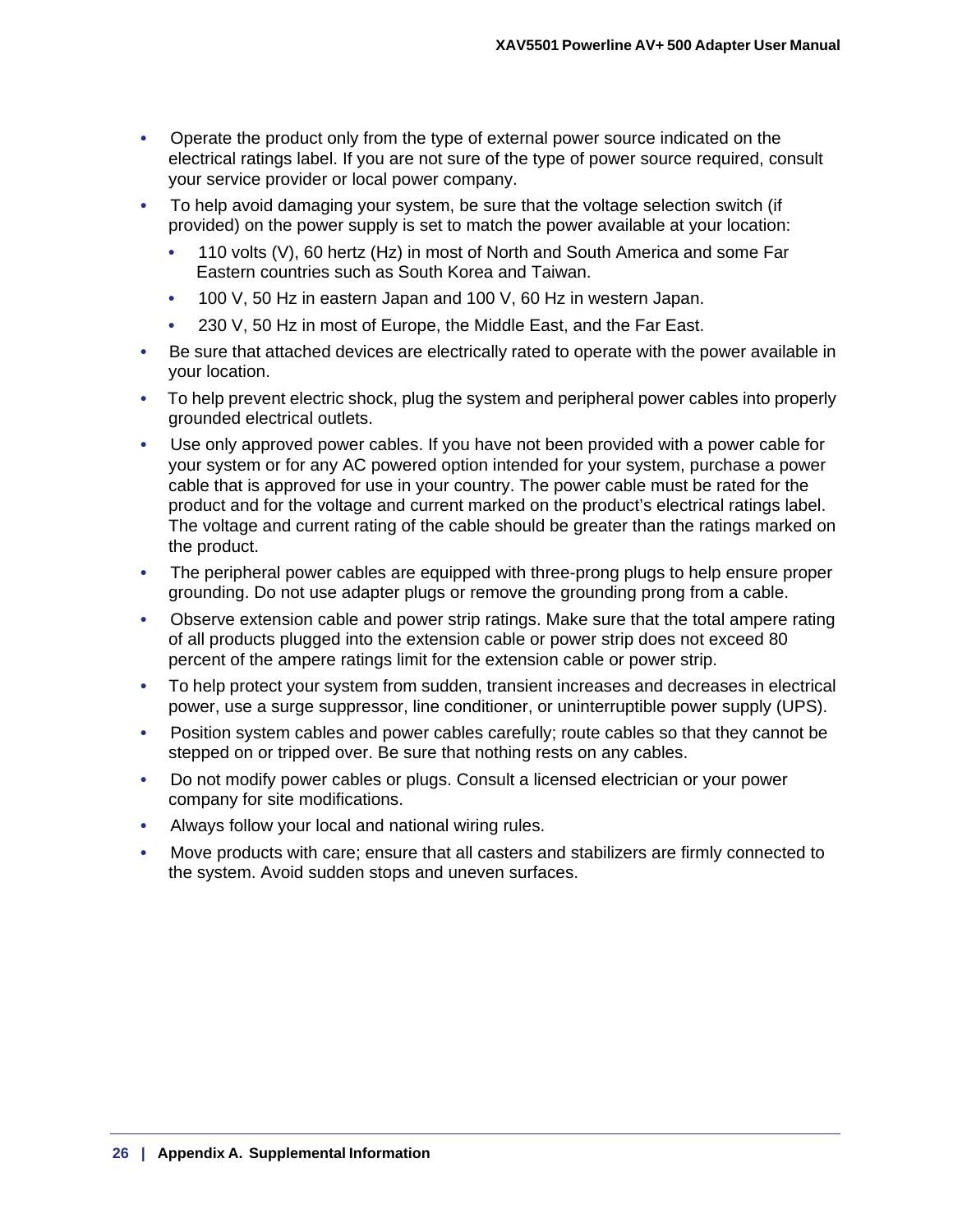- Operate the product only from the type of external power source indicated on the electrical ratings label. If you are not sure of the type of power source required, consult your service provider or local power company.
- To help avoid damaging your system, be sure that the voltage selection switch (if provided) on the power supply is set to match the power available at your location:
  - 110 volts (V), 60 hertz (Hz) in most of North and South America and some Far Eastern countries such as South Korea and Taiwan.
  - 100 V, 50 Hz in eastern Japan and 100 V, 60 Hz in western Japan.
  - 230 V, 50 Hz in most of Europe, the Middle East, and the Far East.
- Be sure that attached devices are electrically rated to operate with the power available in your location.
- To help prevent electric shock, plug the system and peripheral power cables into properly grounded electrical outlets.
- Use only approved power cables. If you have not been provided with a power cable for your system or for any AC powered option intended for your system, purchase a power cable that is approved for use in your country. The power cable must be rated for the product and for the voltage and current marked on the product's electrical ratings label. The voltage and current rating of the cable should be greater than the ratings marked on the product.
- The peripheral power cables are equipped with three-prong plugs to help ensure proper grounding. Do not use adapter plugs or remove the grounding prong from a cable.
- Observe extension cable and power strip ratings. Make sure that the total ampere rating of all products plugged into the extension cable or power strip does not exceed 80 percent of the ampere ratings limit for the extension cable or power strip.
- To help protect your system from sudden, transient increases and decreases in electrical power, use a surge suppressor, line conditioner, or uninterruptible power supply (UPS).
- Position system cables and power cables carefully; route cables so that they cannot be stepped on or tripped over. Be sure that nothing rests on any cables.
- Do not modify power cables or plugs. Consult a licensed electrician or your power company for site modifications.
- Always follow your local and national wiring rules.
- Move products with care; ensure that all casters and stabilizers are firmly connected to the system. Avoid sudden stops and uneven surfaces.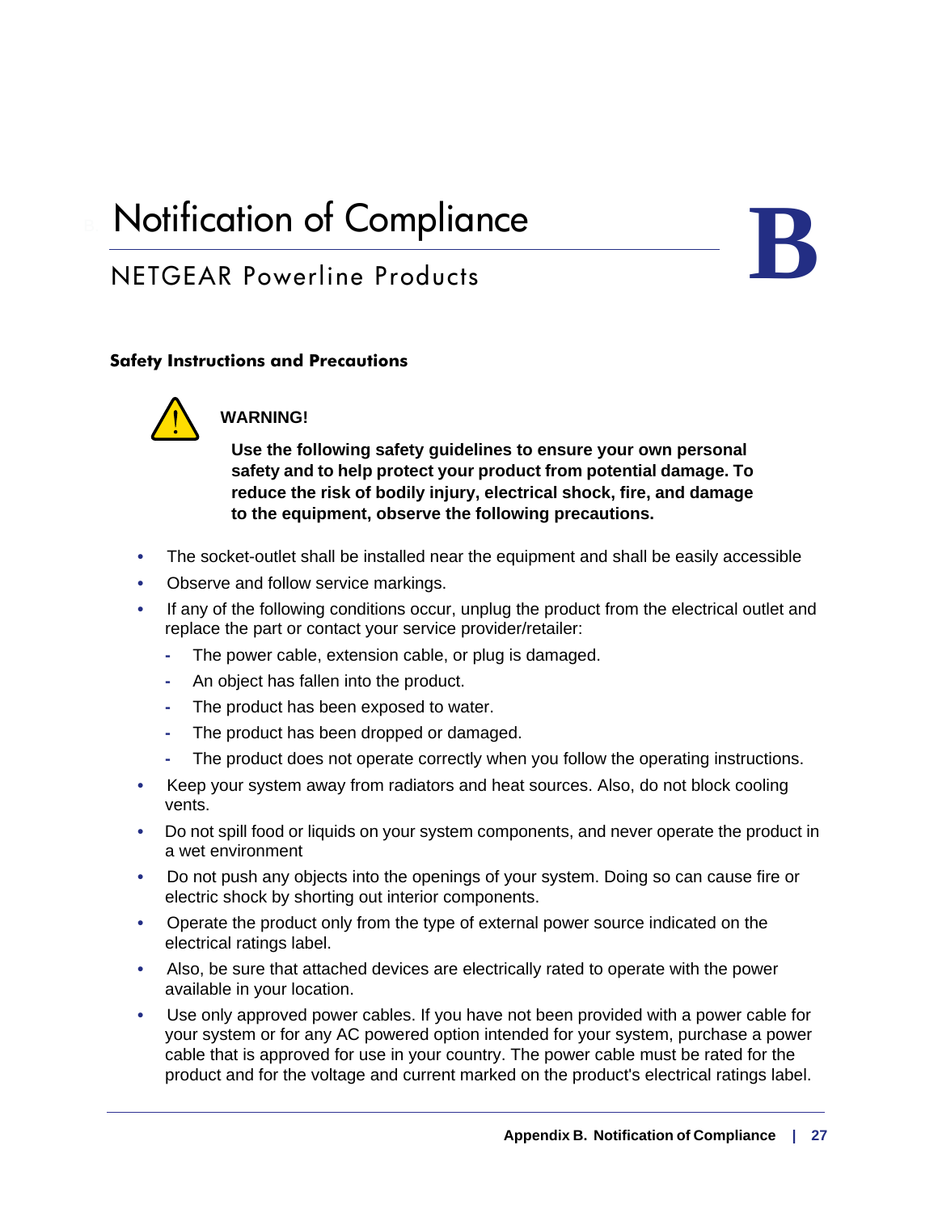# Notification of Compliance

## NETGEAR Powerline Products

B

### Safety Instructions and Precautions

**WARNING!**

**Use the following safety guidelines to ensure your own personal safety and to help protect your product from potential damage. To reduce the risk of bodily injury, electrical shock, fire, and damage to the equipment, observe the following precautions.**

- The socket-outlet shall be installed near the equipment and shall be easily accessible
- Observe and follow service markings.
- If any of the following conditions occur, unplug the product from the electrical outlet and replace the part or contact your service provider/retailer:
  - The power cable, extension cable, or plug is damaged.
  - An object has fallen into the product.
  - The product has been exposed to water.
  - The product has been dropped or damaged.
  - The product does not operate correctly when you follow the operating instructions.
- Keep your system away from radiators and heat sources. Also, do not block cooling vents.
- Do not spill food or liquids on your system components, and never operate the product in a wet environment
- Do not push any objects into the openings of your system. Doing so can cause fire or electric shock by shorting out interior components.
- Operate the product only from the type of external power source indicated on the electrical ratings label.
- Also, be sure that attached devices are electrically rated to operate with the power available in your location.
- Use only approved power cables. If you have not been provided with a power cable for your system or for any AC powered option intended for your system, purchase a power cable that is approved for use in your country. The power cable must be rated for the product and for the voltage and current marked on the product's electrical ratings label.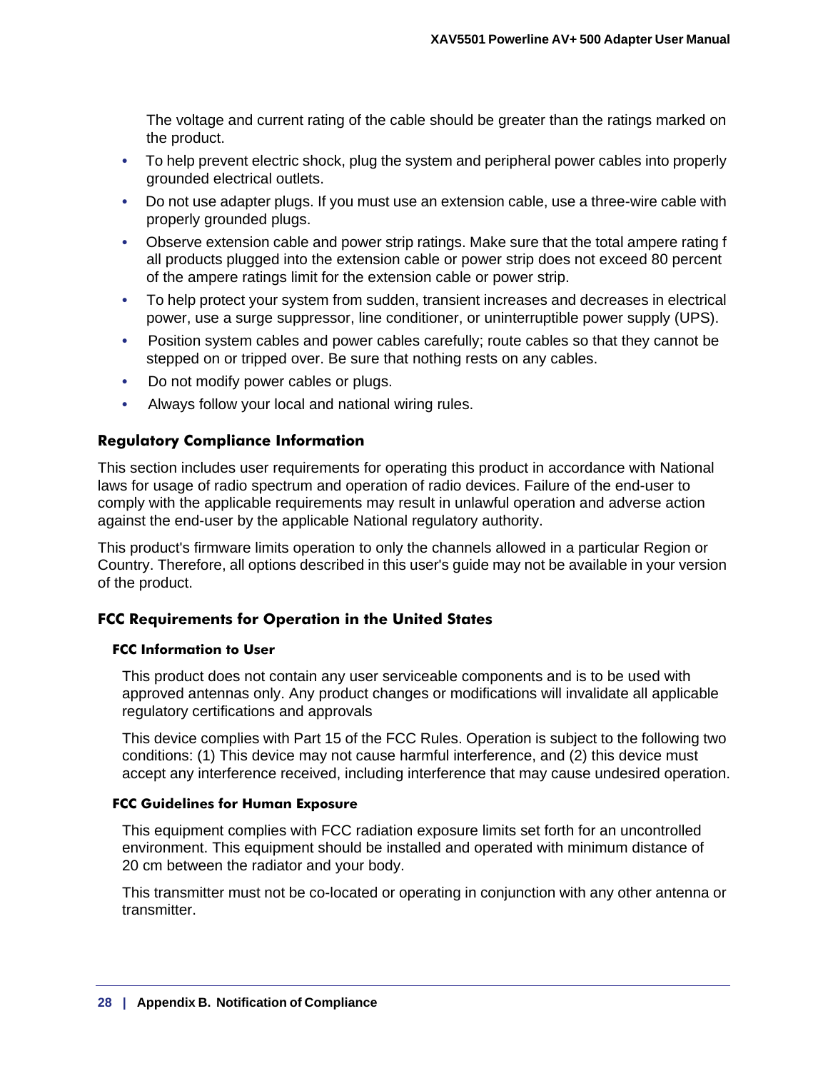The voltage and current rating of the cable should be greater than the ratings marked on the product.

- To help prevent electric shock, plug the system and peripheral power cables into properly grounded electrical outlets.
- Do not use adapter plugs. If you must use an extension cable, use a three-wire cable with properly grounded plugs.
- Observe extension cable and power strip ratings. Make sure that the total ampere rating f all products plugged into the extension cable or power strip does not exceed 80 percent of the ampere ratings limit for the extension cable or power strip.
- To help protect your system from sudden, transient increases and decreases in electrical power, use a surge suppressor, line conditioner, or uninterruptible power supply (UPS).
- Position system cables and power cables carefully; route cables so that they cannot be stepped on or tripped over. Be sure that nothing rests on any cables.
- Do not modify power cables or plugs.
- Always follow your local and national wiring rules.

## Regulatory Compliance Information

This section includes user requirements for operating this product in accordance with National laws for usage of radio spectrum and operation of radio devices. Failure of the end-user to comply with the applicable requirements may result in unlawful operation and adverse action against the end-user by the applicable National regulatory authority.

This product's firmware limits operation to only the channels allowed in a particular Region or Country. Therefore, all options described in this user's guide may not be available in your version of the product.

## FCC Requirements for Operation in the United States

### FCC Information to User

This product does not contain any user serviceable components and is to be used with approved antennas only. Any product changes or modifications will invalidate all applicable regulatory certifications and approvals

This device complies with Part 15 of the FCC Rules. Operation is subject to the following two conditions: (1) This device may not cause harmful interference, and (2) this device must accept any interference received, including interference that may cause undesired operation.

### FCC Guidelines for Human Exposure

This equipment complies with FCC radiation exposure limits set forth for an uncontrolled environment. This equipment should be installed and operated with minimum distance of 20 cm between the radiator and your body.

This transmitter must not be co-located or operating in conjunction with any other antenna or transmitter.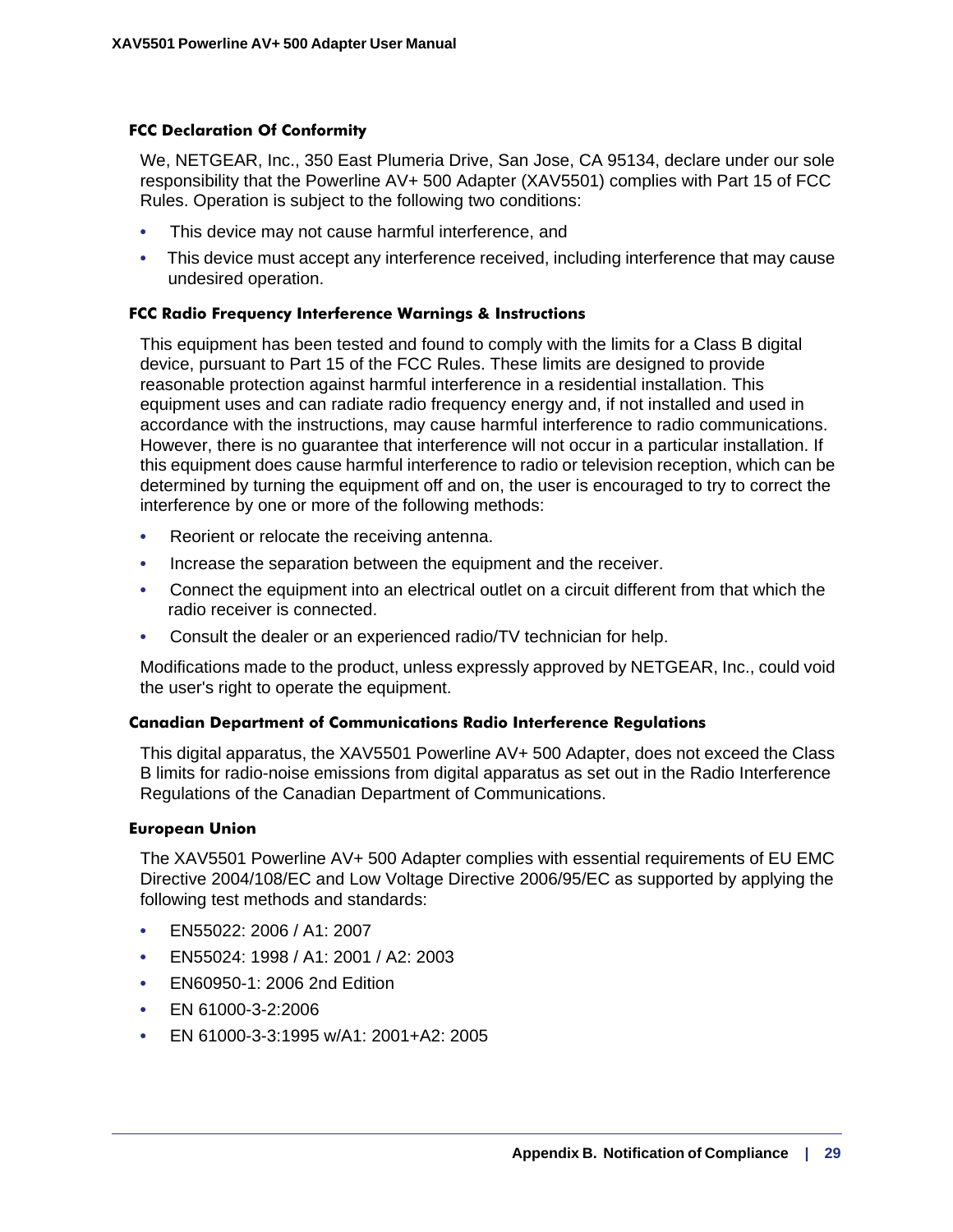### FCC Declaration Of Conformity

We, NETGEAR, Inc., 350 East Plumeria Drive, San Jose, CA 95134, declare under our sole responsibility that the Powerline AV+ 500 Adapter (XAV5501) complies with Part 15 of FCC Rules. Operation is subject to the following two conditions:

- This device may not cause harmful interference, and
- This device must accept any interference received, including interference that may cause undesired operation.

### FCC Radio Frequency Interference Warnings & Instructions

This equipment has been tested and found to comply with the limits for a Class B digital device, pursuant to Part 15 of the FCC Rules. These limits are designed to provide reasonable protection against harmful interference in a residential installation. This equipment uses and can radiate radio frequency energy and, if not installed and used in accordance with the instructions, may cause harmful interference to radio communications. However, there is no guarantee that interference will not occur in a particular installation. If this equipment does cause harmful interference to radio or television reception, which can be determined by turning the equipment off and on, the user is encouraged to try to correct the interference by one or more of the following methods:

- Reorient or relocate the receiving antenna.
- Increase the separation between the equipment and the receiver.
- Connect the equipment into an electrical outlet on a circuit different from that which the radio receiver is connected.
- Consult the dealer or an experienced radio/TV technician for help.

Modifications made to the product, unless expressly approved by NETGEAR, Inc., could void the user's right to operate the equipment.

### Canadian Department of Communications Radio Interference Regulations

This digital apparatus, the XAV5501 Powerline AV+ 500 Adapter, does not exceed the Class B limits for radio-noise emissions from digital apparatus as set out in the Radio Interference Regulations of the Canadian Department of Communications.

### European Union

The XAV5501 Powerline AV+ 500 Adapter complies with essential requirements of EU EMC Directive 2004/108/EC and Low Voltage Directive 2006/95/EC as supported by applying the following test methods and standards:

- EN55022: 2006 / A1: 2007
- EN55024: 1998 / A1: 2001 / A2: 2003
- EN60950-1: 2006 2nd Edition
- EN 61000-3-2:2006
- EN 61000-3-3:1995 w/A1: 2001+A2: 2005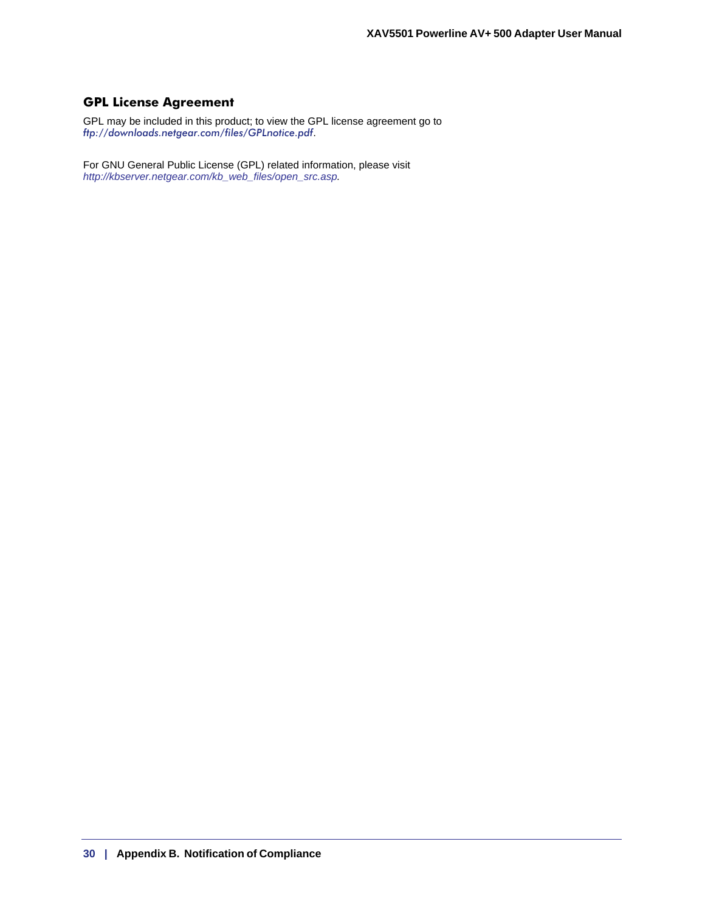## GPL License Agreement

GPL may be included in this product; to view the GPL license agreement go to *ftp://downloads.netgear.com/files/GPLnotice.pdf*.

For GNU General Public License (GPL) related information, please visit *http://kbserver.netgear.com/kb_web_files/open_src.asp.*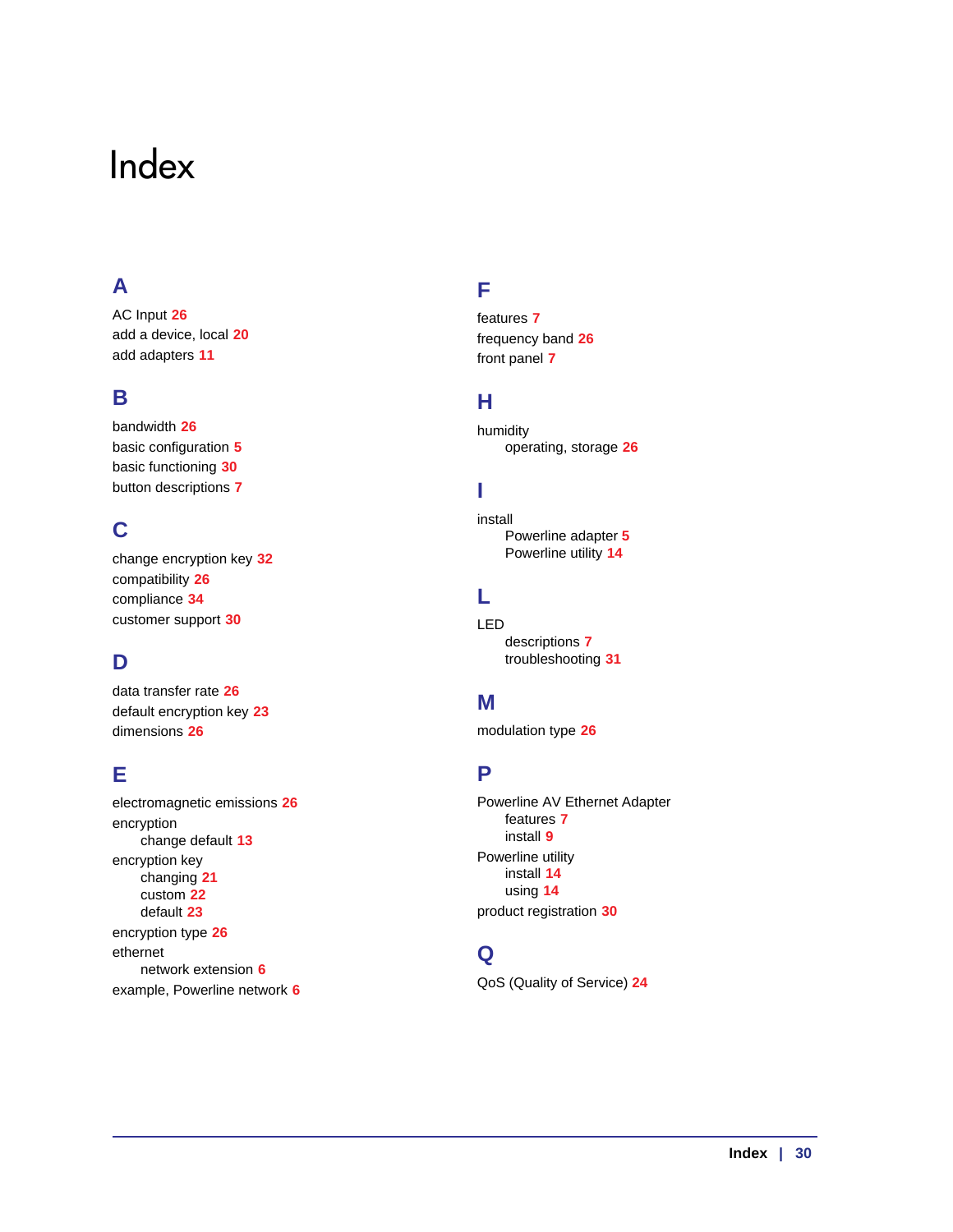# Index

## A

AC Input **26**
add a device, local **20**
add adapters **11**

## B

bandwidth **26**
basic configuration **5**
basic functioning **30**
button descriptions **7**

## C

change encryption key **32**
compatibility **26**
compliance **34**
customer support **30**

## D

data transfer rate **26**
default encryption key **23**
dimensions **26**

## E

electromagnetic emissions **26**
encryption
- change default **13**

encryption key
- changing **21**
- custom **22**
- default **23**

encryption type **26**
ethernet
- network extension **6**

example, Powerline network **6**

## F

features **7**
frequency band **26**
front panel **7**

## H

humidity
- operating, storage **26**

## I

install
- Powerline adapter **5**
- Powerline utility **14**

## L

LED
- descriptions **7**
- troubleshooting **31**

## M

modulation type **26**

## P

Powerline AV Ethernet Adapter
- features **7**
- install **9**

Powerline utility
- install **14**
- using **14**

product registration **30**

## Q

QoS (Quality of Service) **24**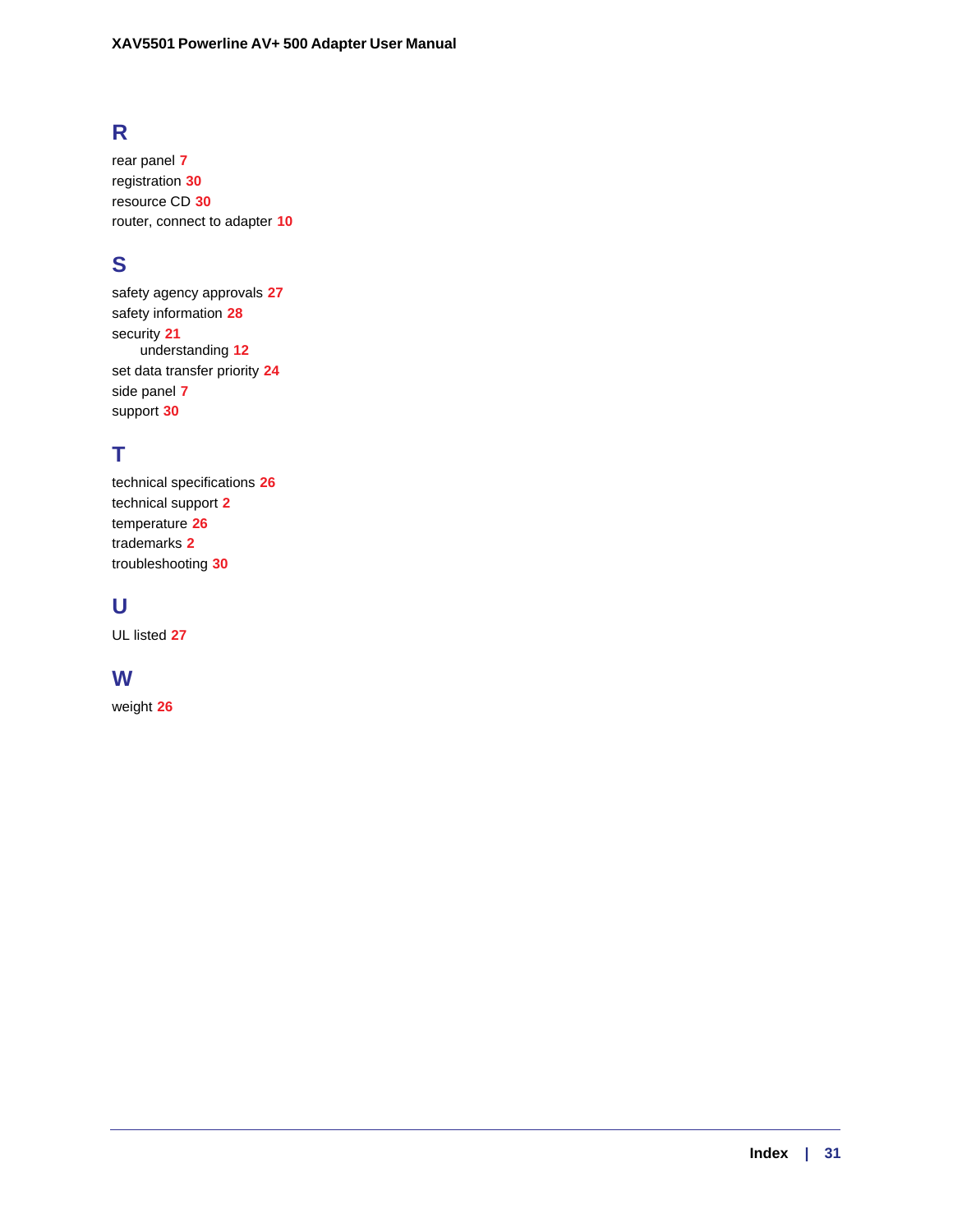## R

rear panel **7**
registration **30**
resource CD **30**
router, connect to adapter **10**

## S

safety agency approvals **27**
safety information **28**
security **21**
  understanding **12**
set data transfer priority **24**
side panel **7**
support **30**

## T

technical specifications **26**
technical support **2**
temperature **26**
trademarks **2**
troubleshooting **30**

## U

UL listed **27**

## W

weight **26**